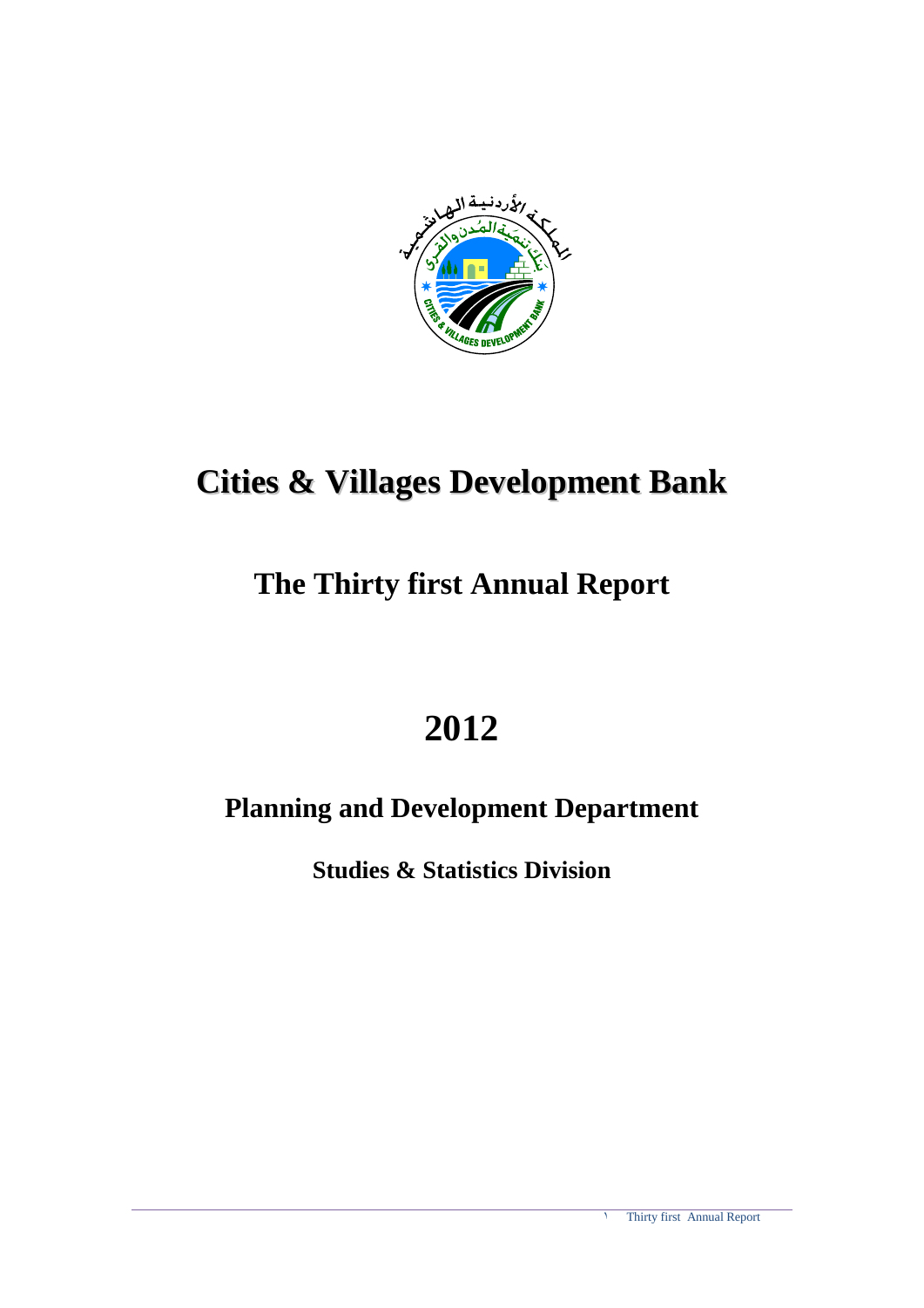# Cities & Villages Development Bank

## The Thirty first Annual Report

## 2012

### Planning and Development Department

**Studies & Statistics Division**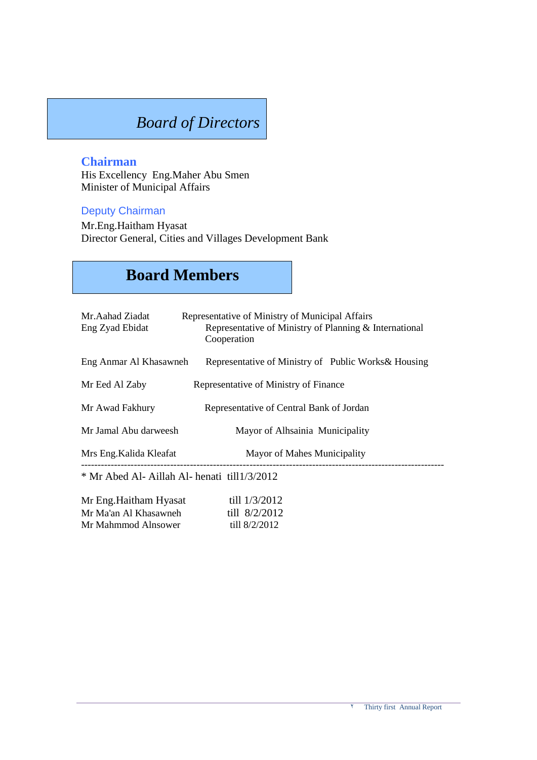# *Board of Directors*

### Chairman

His Excellency Eng.Maher Abu Smen
Minister of Municipal Affairs

### Deputy Chairman

Mr.Eng.Haitham Hyasat
Director General, Cities and Villages Development Bank

# Board Members

| | |
|---|---|
| Mr.Aahad Ziadat | Representative of Ministry of Municipal Affairs |
| Eng Zyad Ebidat | Representative of Ministry of Planning & International Cooperation |
| Eng Anmar Al Khasawneh | Representative of Ministry of Public Works& Housing |
| Mr Eed Al Zaby | Representative of Ministry of Finance |
| Mr Awad Fakhury | Representative of Central Bank of Jordan |
| Mr Jamal Abu darweesh | Mayor of Alhsainia Municipality |
| Mrs Eng.Kalida Kleafat | Mayor of Mahes Municipality |

---

* Mr Abed Al- Aillah Al- henati till1/3/2012

| | |
|---|---|
| Mr Eng.Haitham Hyasat | till 1/3/2012 |
| Mr Ma'an Al Khasawneh | till 8/2/2012 |
| Mr Mahmmod Alnsower | till 8/2/2012 |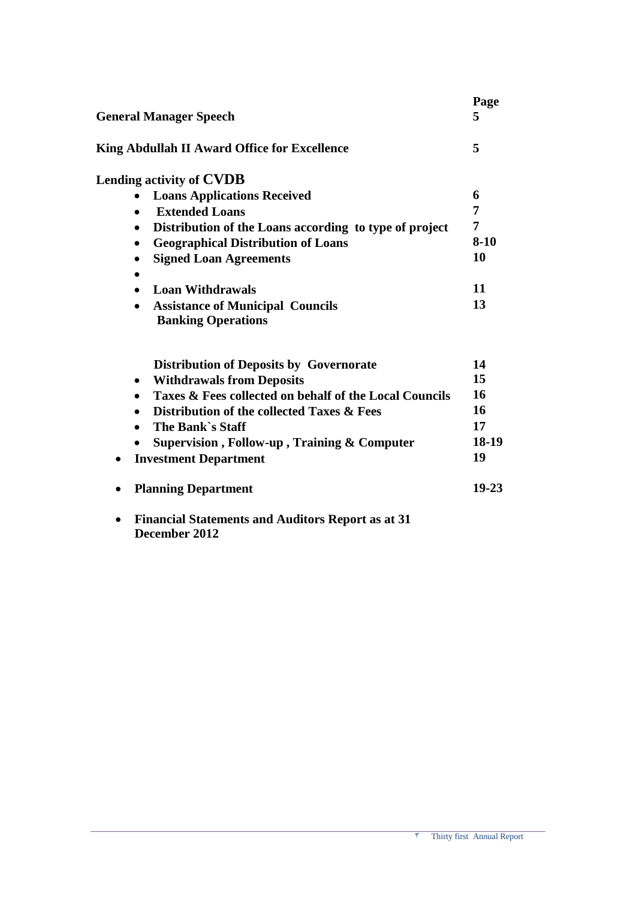| | Page |
|---|---|
| **General Manager Speech** | **5** |
| **King Abdullah II Award Office for Excellence** | **5** |
| **Lending activity of CVDB** | |
| • **Loans Applications Received** | **6** |
| • **Extended Loans** | **7** |
| • **Distribution of the Loans according to type of project** | **7** |
| • **Geographical Distribution of Loans** | **8-10** |
| • **Signed Loan Agreements** | **10** |
| • | |
| • **Loan Withdrawals** | **11** |
| • **Assistance of Municipal Councils** | **13** |
| **Banking Operations** | |
| **Distribution of Deposits by Governorate** | **14** |
| • **Withdrawals from Deposits** | **15** |
| • **Taxes & Fees collected on behalf of the Local Councils** | **16** |
| • **Distribution of the collected Taxes & Fees** | **16** |
| • **The Bank`s Staff** | **17** |
| • **Supervision , Follow-up , Training & Computer** | **18-19** |
| • **Investment Department** | **19** |
| • **Planning Department** | **19-23** |
| • **Financial Statements and Auditors Report as at 31 December 2012** | |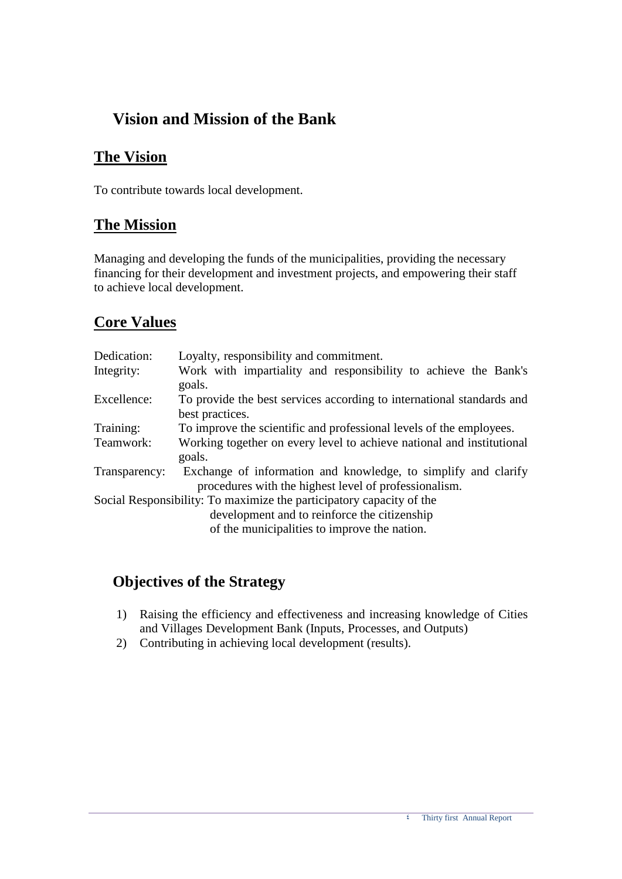# Vision and Mission of the Bank

## The Vision

To contribute towards local development.

## The Mission

Managing and developing the funds of the municipalities, providing the necessary financing for their development and investment projects, and empowering their staff to achieve local development.

## Core Values

Dedication: Loyalty, responsibility and commitment.

Integrity: Work with impartiality and responsibility to achieve the Bank's goals.

Excellence: To provide the best services according to international standards and best practices.

Training: To improve the scientific and professional levels of the employees.

Teamwork: Working together on every level to achieve national and institutional goals.

Transparency: Exchange of information and knowledge, to simplify and clarify procedures with the highest level of professionalism.

Social Responsibility: To maximize the participatory capacity of the development and to reinforce the citizenship of the municipalities to improve the nation.

# Objectives of the Strategy

1) Raising the efficiency and effectiveness and increasing knowledge of Cities and Villages Development Bank (Inputs, Processes, and Outputs)
2) Contributing in achieving local development (results).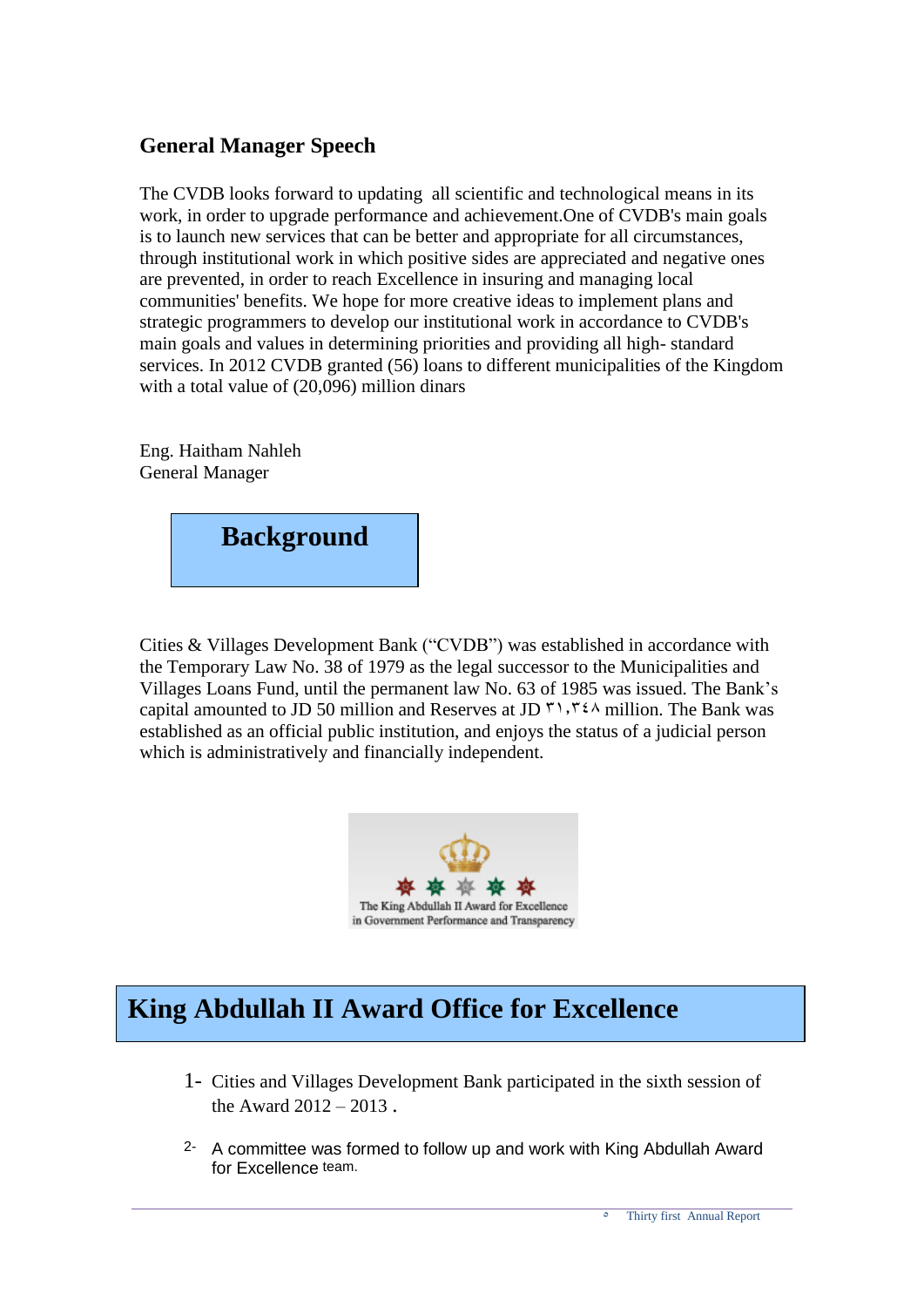## General Manager Speech

The CVDB looks forward to updating all scientific and technological means in its work, in order to upgrade performance and achievement.One of CVDB's main goals is to launch new services that can be better and appropriate for all circumstances, through institutional work in which positive sides are appreciated and negative ones are prevented, in order to reach Excellence in insuring and managing local communities' benefits. We hope for more creative ideas to implement plans and strategic programmers to develop our institutional work in accordance to CVDB's main goals and values in determining priorities and providing all high- standard services. In 2012 CVDB granted (56) loans to different municipalities of the Kingdom with a total value of (20,096) million dinars

Eng. Haitham Nahleh
General Manager

## Background

Cities & Villages Development Bank ("CVDB") was established in accordance with the Temporary Law No. 38 of 1979 as the legal successor to the Municipalities and Villages Loans Fund, until the permanent law No. 63 of 1985 was issued. The Bank's capital amounted to JD 50 million and Reserves at JD ٣١,٣٤٨ million. The Bank was established as an official public institution, and enjoys the status of a judicial person which is administratively and financially independent.

The King Abdullah II Award for Excellence in Government Performance and Transparency

## King Abdullah II Award Office for Excellence

1- Cities and Villages Development Bank participated in the sixth session of the Award 2012 – 2013 .

2- A committee was formed to follow up and work with King Abdullah Award for Excellence team.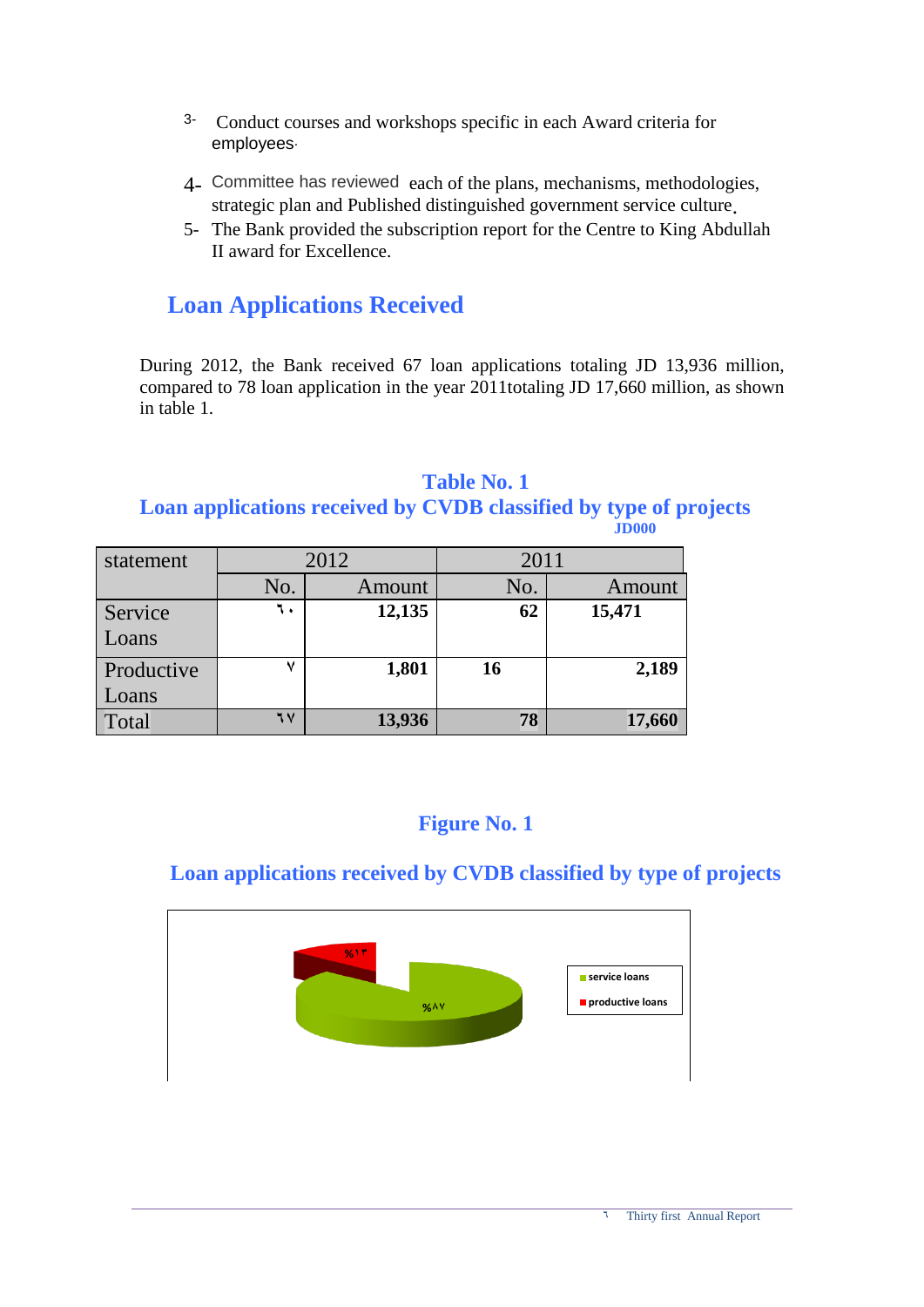3- Conduct courses and workshops specific in each Award criteria for employees.

4- Committee has reviewed each of the plans, mechanisms, methodologies, strategic plan and Published distinguished government service culture.

5- The Bank provided the subscription report for the Centre to King Abdullah II award for Excellence.

## Loan Applications Received

During 2012, the Bank received 67 loan applications totaling JD 13,936 million, compared to 78 loan application in the year 2011totaling JD 17,660 million, as shown in table 1.

**Table No. 1**

**Loan applications received by CVDB classified by type of projects**

**JD000**

| statement | 2012 | | 2011 | |
|---|---|---|---|---|
| | No. | Amount | No. | Amount |
| Service Loans | ٦٠ | **12,135** | **62** | **15,471** |
| Productive Loans | ٧ | **1,801** | **16** | **2,189** |
| Total | ٦٧ | **13,936** | **78** | **17,660** |

**Figure No. 1**

**Loan applications received by CVDB classified by type of projects**

%١٣

%٨٧

service loans

productive loans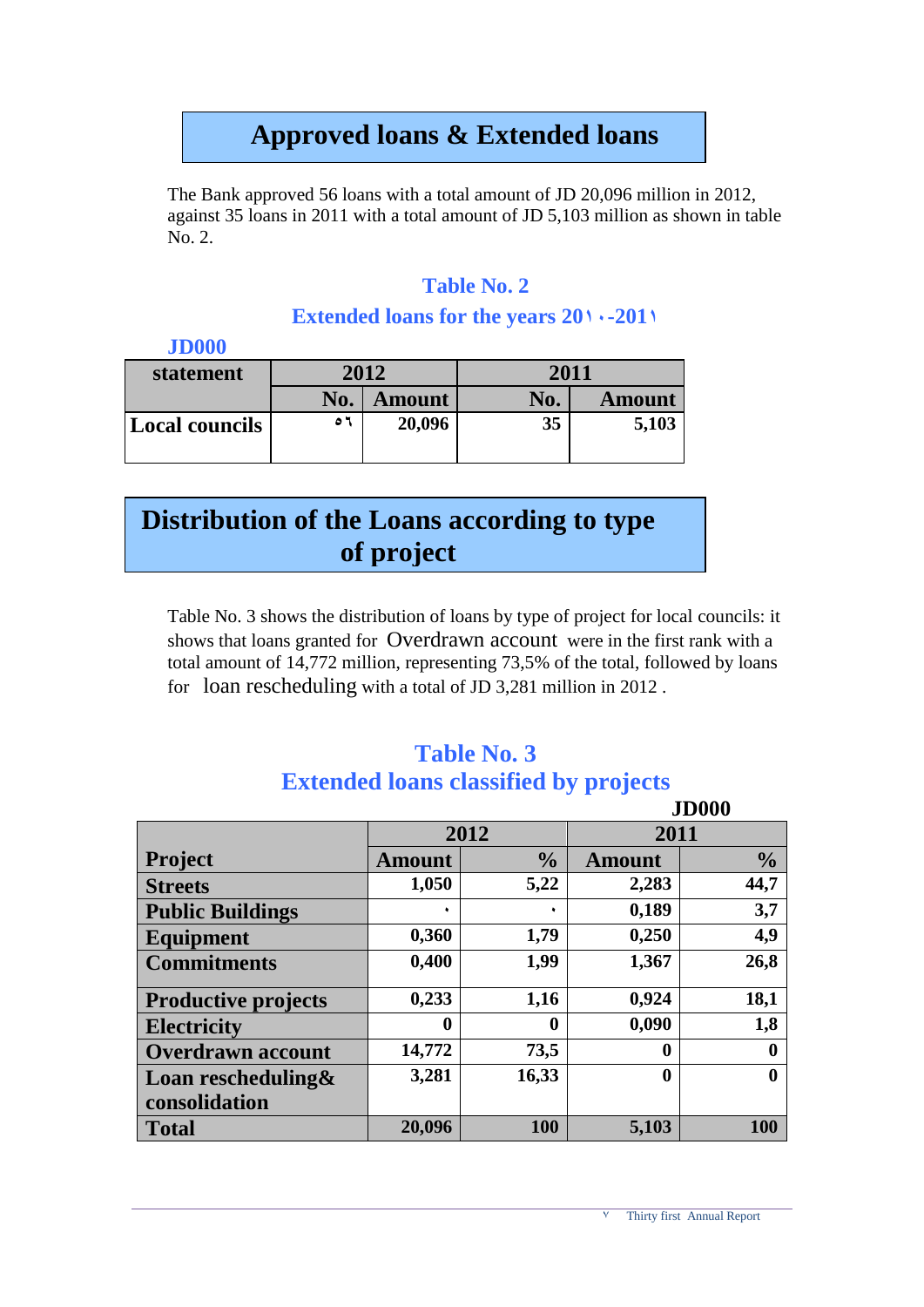# Approved loans & Extended loans

The Bank approved 56 loans with a total amount of JD 20,096 million in 2012, against 35 loans in 2011 with a total amount of JD 5,103 million as shown in table No. 2.

### Table No. 2
### Extended loans for the years 20١٠-201١

**JD000**

| statement | 2012 | | 2011 | |
|---|---|---|---|---|
| | No. | Amount | No. | Amount |
| Local councils | ٥٦ | 20,096 | 35 | 5,103 |

# Distribution of the Loans according to type of project

Table No. 3 shows the distribution of loans by type of project for local councils: it shows that loans granted for Overdrawn account were in the first rank with a total amount of 14,772 million, representing 73,5% of the total, followed by loans for loan rescheduling with a total of JD 3,281 million in 2012 .

### Table No. 3
### Extended loans classified by projects

**JD000**

| Project | 2012 | | 2011 | |
|---|---|---|---|---|
| | Amount | % | Amount | % |
| Streets | 1,050 | 5,22 | 2,283 | 44,7 |
| Public Buildings | ٠ | ٠ | 0,189 | 3,7 |
| Equipment | 0,360 | 1,79 | 0,250 | 4,9 |
| Commitments | 0,400 | 1,99 | 1,367 | 26,8 |
| Productive projects | 0,233 | 1,16 | 0,924 | 18,1 |
| Electricity | 0 | 0 | 0,090 | 1,8 |
| Overdrawn account | 14,772 | 73,5 | 0 | 0 |
| Loan rescheduling& consolidation | 3,281 | 16,33 | 0 | 0 |
| Total | 20,096 | 100 | 5,103 | 100 |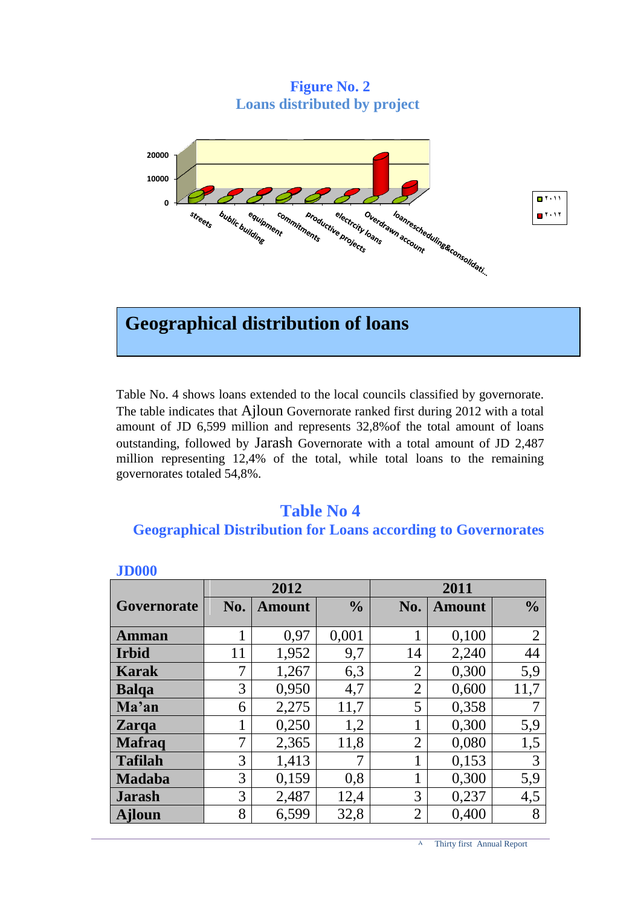**Figure No. 2**
**Loans distributed by project**

## Geographical distribution of loans

Table No. 4 shows loans extended to the local councils classified by governorate. The table indicates that Ajloun Governorate ranked first during 2012 with a total amount of JD 6,599 million and represents 32,8%of the total amount of loans outstanding, followed by Jarash Governorate with a total amount of JD 2,487 million representing 12,4% of the total, while total loans to the remaining governorates totaled 54,8%.

**Table No 4**
**Geographical Distribution for Loans according to Governorates**

**JD000**

| Governorate | 2012 | | | 2011 | | |
|---|---|---|---|---|---|---|
| | No. | Amount | % | No. | Amount | % |
| **Amman** | 1 | 0,97 | 0,001 | 1 | 0,100 | 2 |
| **Irbid** | 11 | 1,952 | 9,7 | 14 | 2,240 | 44 |
| **Karak** | 7 | 1,267 | 6,3 | 2 | 0,300 | 5,9 |
| **Balqa** | 3 | 0,950 | 4,7 | 2 | 0,600 | 11,7 |
| **Ma'an** | 6 | 2,275 | 11,7 | 5 | 0,358 | 7 |
| **Zarqa** | 1 | 0,250 | 1,2 | 1 | 0,300 | 5,9 |
| **Mafraq** | 7 | 2,365 | 11,8 | 2 | 0,080 | 1,5 |
| **Tafilah** | 3 | 1,413 | 7 | 1 | 0,153 | 3 |
| **Madaba** | 3 | 0,159 | 0,8 | 1 | 0,300 | 5,9 |
| **Jarash** | 3 | 2,487 | 12,4 | 3 | 0,237 | 4,5 |
| **Ajloun** | 8 | 6,599 | 32,8 | 2 | 0,400 | 8 |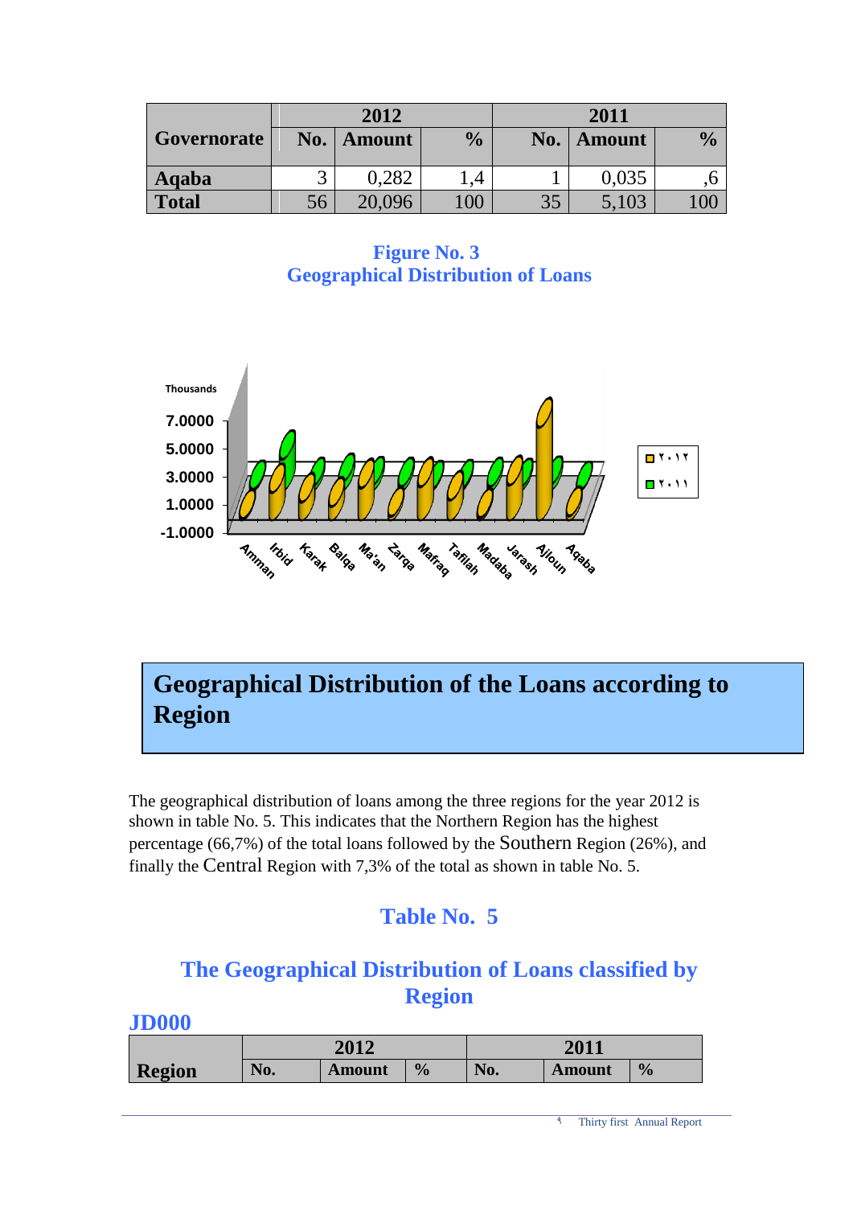| Governorate | 2012 | | | 2011 | | |
|---|---|---|---|---|---|---|
| | No. | Amount | % | No. | Amount | % |
| Aqaba | 3 | 0,282 | 1,4 | 1 | 0,035 | ,6 |
| Total | 56 | 20,096 | 100 | 35 | 5,103 | 100 |

**Figure No. 3**
**Geographical Distribution of Loans**

## Geographical Distribution of the Loans according to Region

The geographical distribution of loans among the three regions for the year 2012 is shown in table No. 5. This indicates that the Northern Region has the highest percentage (66,7%) of the total loans followed by the Southern Region (26%), and finally the Central Region with 7,3% of the total as shown in table No. 5.

### Table No. 5

### The Geographical Distribution of Loans classified by Region

**JD000**

| Region | 2012 | | | 2011 | | |
|---|---|---|---|---|---|---|
| | No. | Amount | % | No. | Amount | % |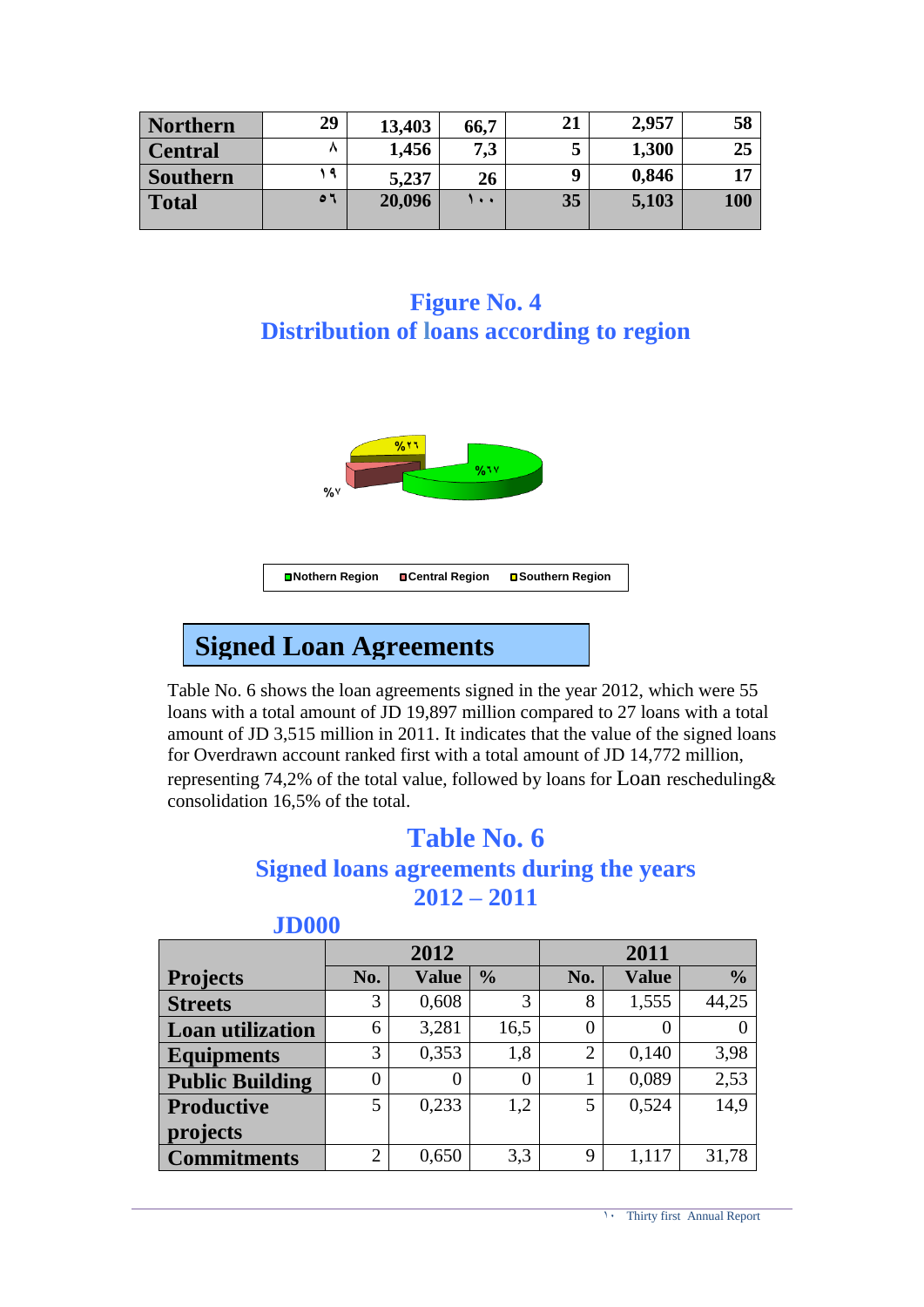| Northern | 29 | 13,403 | 66,7 | 21 | 2,957 | 58 |
|---|---|---|---|---|---|---|
| Central | ٨ | 1,456 | 7,3 | 5 | 1,300 | 25 |
| Southern | ١٩ | 5,237 | 26 | 9 | 0,846 | 17 |
| Total | ٥٦ | 20,096 | ١٠٠ | 35 | 5,103 | 100 |

## Figure No. 4
## Distribution of loans according to region

%٢٦ %٦٧ %٧

Nothern Region  Central Region  Southern Region

# Signed Loan Agreements

Table No. 6 shows the loan agreements signed in the year 2012, which were 55 loans with a total amount of JD 19,897 million compared to 27 loans with a total amount of JD 3,515 million in 2011. It indicates that the value of the signed loans for Overdrawn account ranked first with a total amount of JD 14,772 million, representing 74,2% of the total value, followed by loans for Loan rescheduling& consolidation 16,5% of the total.

## Table No. 6
## Signed loans agreements during the years 2012 – 2011

**JD000**

| Projects | 2012 | | | 2011 | | |
|---|---|---|---|---|---|---|
| | No. | Value | % | No. | Value | % |
| Streets | 3 | 0,608 | 3 | 8 | 1,555 | 44,25 |
| Loan utilization | 6 | 3,281 | 16,5 | 0 | 0 | 0 |
| Equipments | 3 | 0,353 | 1,8 | 2 | 0,140 | 3,98 |
| Public Building | 0 | 0 | 0 | 1 | 0,089 | 2,53 |
| Productive projects | 5 | 0,233 | 1,2 | 5 | 0,524 | 14,9 |
| Commitments | 2 | 0,650 | 3,3 | 9 | 1,117 | 31,78 |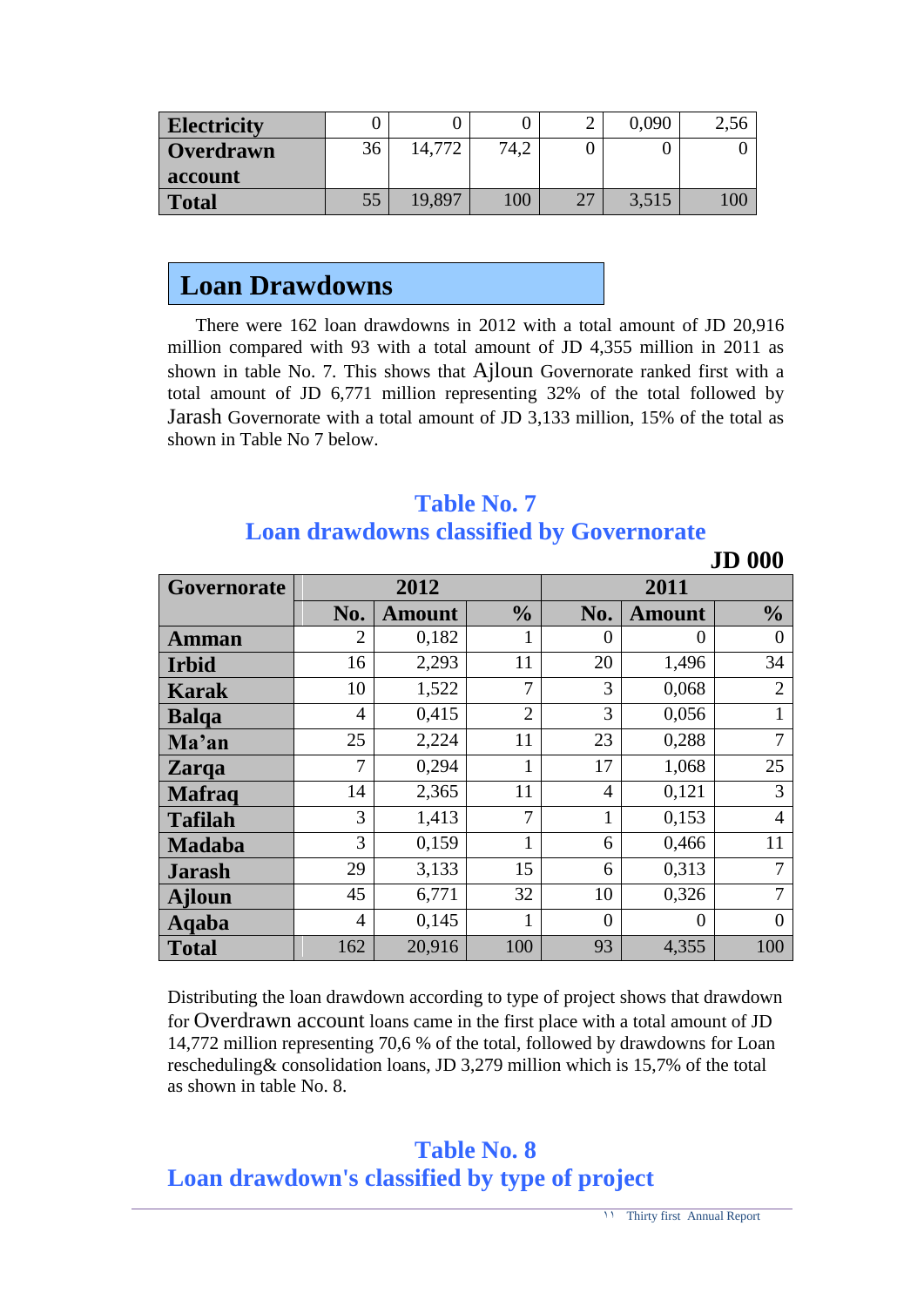| Electricity | 0 | 0 | 0 | 2 | 0,090 | 2,56 |
|---|---|---|---|---|---|---|
| Overdrawn account | 36 | 14,772 | 74,2 | 0 | 0 | 0 |
| Total | 55 | 19,897 | 100 | 27 | 3,515 | 100 |

## Loan Drawdowns

There were 162 loan drawdowns in 2012 with a total amount of JD 20,916 million compared with 93 with a total amount of JD 4,355 million in 2011 as shown in table No. 7. This shows that Ajloun Governorate ranked first with a total amount of JD 6,771 million representing 32% of the total followed by Jarash Governorate with a total amount of JD 3,133 million, 15% of the total as shown in Table No 7 below.

### Table No. 7
### Loan drawdowns classified by Governorate

**JD 000**

| Governorate | 2012 | | | 2011 | | |
|---|---|---|---|---|---|---|
| | No. | Amount | % | No. | Amount | % |
| Amman | 2 | 0,182 | 1 | 0 | 0 | 0 |
| Irbid | 16 | 2,293 | 11 | 20 | 1,496 | 34 |
| Karak | 10 | 1,522 | 7 | 3 | 0,068 | 2 |
| Balqa | 4 | 0,415 | 2 | 3 | 0,056 | 1 |
| Ma'an | 25 | 2,224 | 11 | 23 | 0,288 | 7 |
| Zarqa | 7 | 0,294 | 1 | 17 | 1,068 | 25 |
| Mafraq | 14 | 2,365 | 11 | 4 | 0,121 | 3 |
| Tafilah | 3 | 1,413 | 7 | 1 | 0,153 | 4 |
| Madaba | 3 | 0,159 | 1 | 6 | 0,466 | 11 |
| Jarash | 29 | 3,133 | 15 | 6 | 0,313 | 7 |
| Ajloun | 45 | 6,771 | 32 | 10 | 0,326 | 7 |
| Aqaba | 4 | 0,145 | 1 | 0 | 0 | 0 |
| Total | 162 | 20,916 | 100 | 93 | 4,355 | 100 |

Distributing the loan drawdown according to type of project shows that drawdown for Overdrawn account loans came in the first place with a total amount of JD 14,772 million representing 70,6 % of the total, followed by drawdowns for Loan rescheduling& consolidation loans, JD 3,279 million which is 15,7% of the total as shown in table No. 8.

### Table No. 8
### Loan drawdown's classified by type of project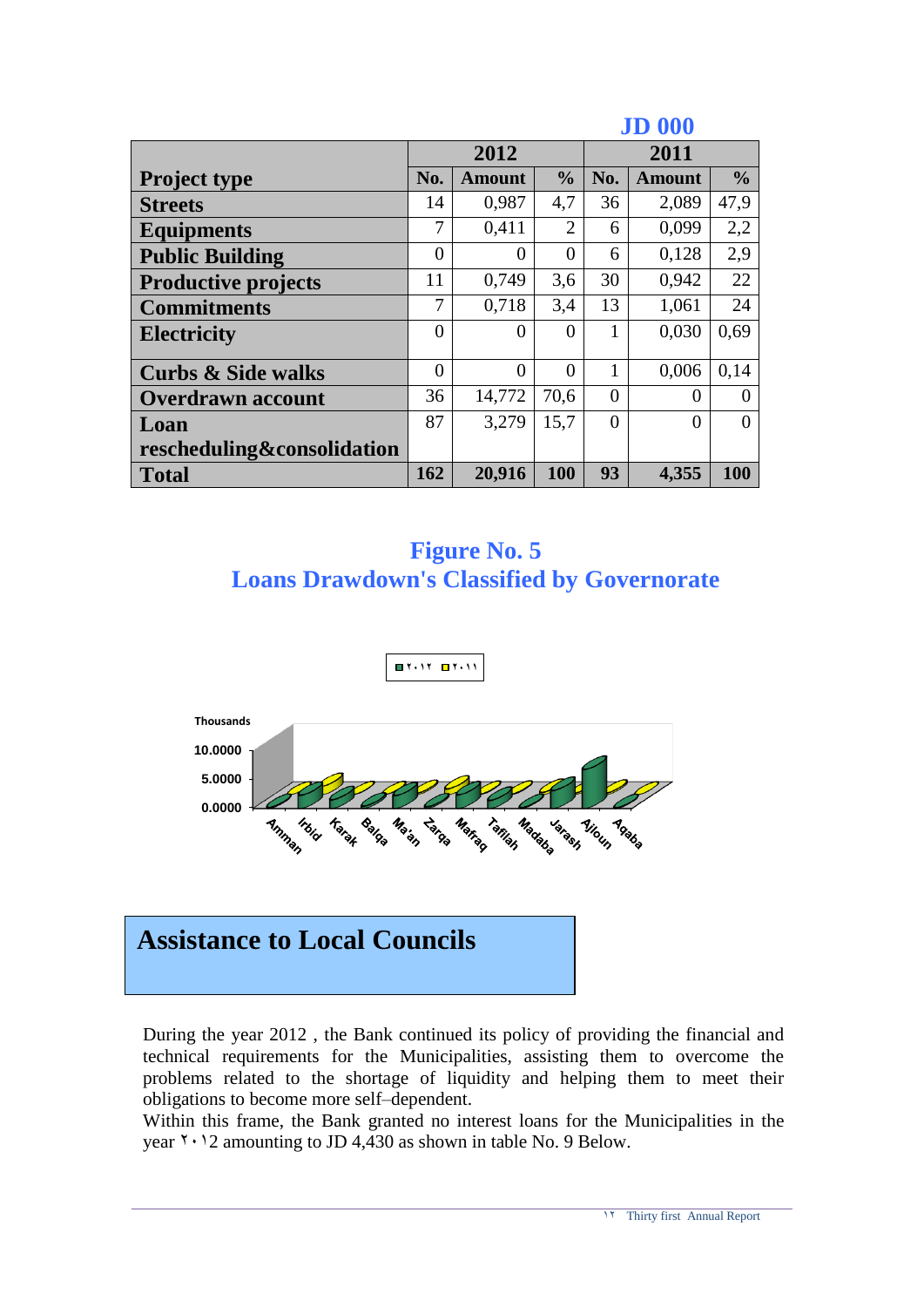**JD 000**

| Project type | 2012 | | | 2011 | | |
|---|---|---|---|---|---|---|
| | No. | Amount | % | No. | Amount | % |
| Streets | 14 | 0,987 | 4,7 | 36 | 2,089 | 47,9 |
| Equipments | 7 | 0,411 | 2 | 6 | 0,099 | 2,2 |
| Public Building | 0 | 0 | 0 | 6 | 0,128 | 2,9 |
| Productive projects | 11 | 0,749 | 3,6 | 30 | 0,942 | 22 |
| Commitments | 7 | 0,718 | 3,4 | 13 | 1,061 | 24 |
| Electricity | 0 | 0 | 0 | 1 | 0,030 | 0,69 |
| Curbs & Side walks | 0 | 0 | 0 | 1 | 0,006 | 0,14 |
| Overdrawn account | 36 | 14,772 | 70,6 | 0 | 0 | 0 |
| Loan rescheduling&consolidation | 87 | 3,279 | 15,7 | 0 | 0 | 0 |
| **Total** | **162** | **20,916** | **100** | **93** | **4,355** | **100** |

## Figure No. 5
## Loans Drawdown's Classified by Governorate

## Assistance to Local Councils

During the year 2012 , the Bank continued its policy of providing the financial and technical requirements for the Municipalities, assisting them to overcome the problems related to the shortage of liquidity and helping them to meet their obligations to become more self–dependent.

Within this frame, the Bank granted no interest loans for the Municipalities in the year ٢٠١2 amounting to JD 4,430 as shown in table No. 9 Below.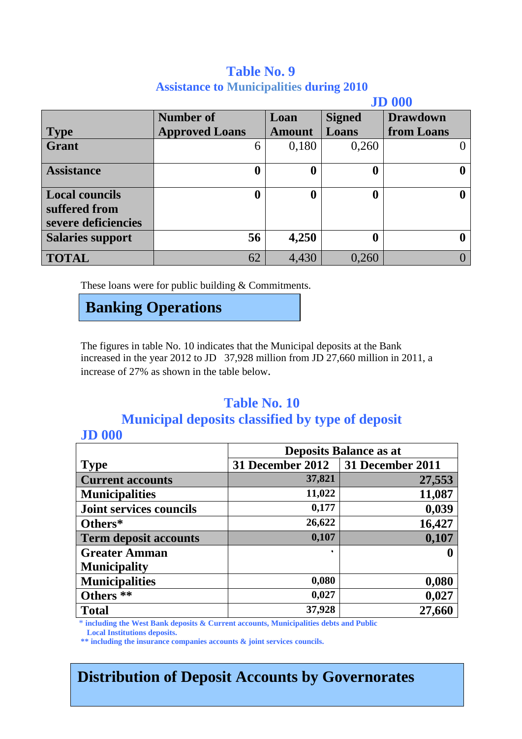## Table No. 9

### Assistance to Municipalities during 2010

JD 000

| Type | Number of Approved Loans | Loan Amount | Signed Loans | Drawdown from Loans |
|---|---|---|---|---|
| **Grant** | 6 | 0,180 | 0,260 | 0 |
| **Assistance** | **0** | **0** | **0** | **0** |
| **Local councils suffered from severe deficiencies** | **0** | **0** | **0** | **0** |
| **Salaries support** | **56** | **4,250** | **0** | **0** |
| **TOTAL** | 62 | 4,430 | 0,260 | 0 |

These loans were for public building & Commitments.

## Banking Operations

The figures in table No. 10 indicates that the Municipal deposits at the Bank increased in the year 2012 to JD 37,928 million from JD 27,660 million in 2011, a increase of 27% as shown in the table below.

## Table No. 10

### Municipal deposits classified by type of deposit

JD 000

| Type | Deposits Balance as at | |
|---|---|---|
| | **31 December 2012** | **31 December 2011** |
| **Current accounts** | **37,821** | **27,553** |
| **Municipalities** | **11,022** | **11,087** |
| **Joint services councils** | **0,177** | **0,039** |
| **Others*** | **26,622** | **16,427** |
| **Term deposit accounts** | **0,107** | **0,107** |
| **Greater Amman Municipality** | ٠ | **0** |
| **Municipalities** | **0,080** | **0,080** |
| **Others **** | **0,027** | **0,027** |
| **Total** | **37,928** | **27,660** |

\* including the West Bank deposits & Current accounts, Municipalities debts and Public Local Institutions deposits.

\*\* including the insurance companies accounts & joint services councils.

## Distribution of Deposit Accounts by Governorates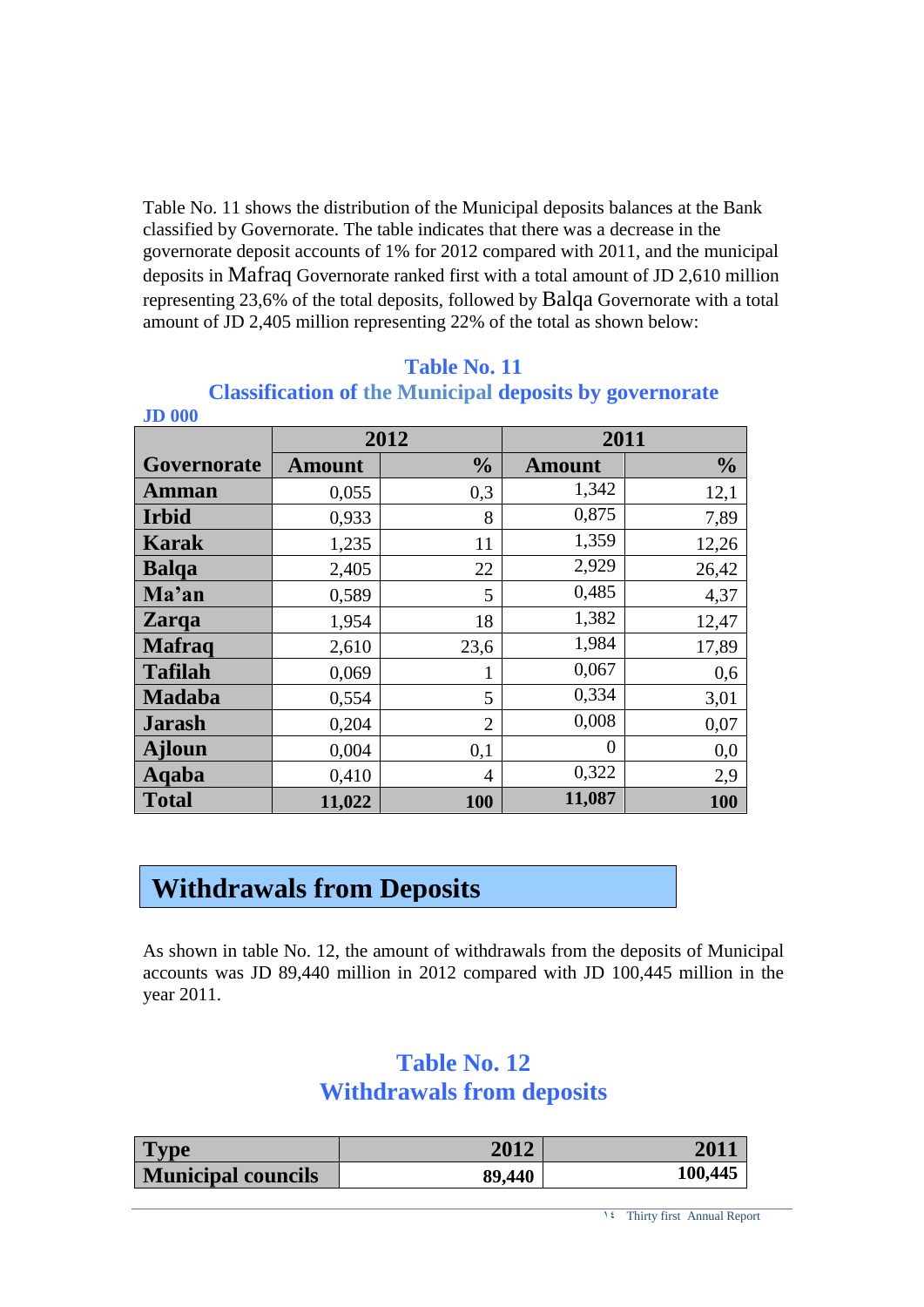Table No. 11 shows the distribution of the Municipal deposits balances at the Bank classified by Governorate. The table indicates that there was a decrease in the governorate deposit accounts of 1% for 2012 compared with 2011, and the municipal deposits in Mafraq Governorate ranked first with a total amount of JD 2,610 million representing 23,6% of the total deposits, followed by Balqa Governorate with a total amount of JD 2,405 million representing 22% of the total as shown below:

## Table No. 11
## Classification of the Municipal deposits by governorate

**JD 000**

| Governorate | 2012 | | 2011 | |
|---|---|---|---|---|
| | Amount | % | Amount | % |
| **Amman** | 0,055 | 0,3 | 1,342 | 12,1 |
| **Irbid** | 0,933 | 8 | 0,875 | 7,89 |
| **Karak** | 1,235 | 11 | 1,359 | 12,26 |
| **Balqa** | 2,405 | 22 | 2,929 | 26,42 |
| **Ma'an** | 0,589 | 5 | 0,485 | 4,37 |
| **Zarqa** | 1,954 | 18 | 1,382 | 12,47 |
| **Mafraq** | 2,610 | 23,6 | 1,984 | 17,89 |
| **Tafilah** | 0,069 | 1 | 0,067 | 0,6 |
| **Madaba** | 0,554 | 5 | 0,334 | 3,01 |
| **Jarash** | 0,204 | 2 | 0,008 | 0,07 |
| **Ajloun** | 0,004 | 0,1 | 0 | 0,0 |
| **Aqaba** | 0,410 | 4 | 0,322 | 2,9 |
| **Total** | **11,022** | **100** | **11,087** | **100** |

# Withdrawals from Deposits

As shown in table No. 12, the amount of withdrawals from the deposits of Municipal accounts was JD 89,440 million in 2012 compared with JD 100,445 million in the year 2011.

## Table No. 12
## Withdrawals from deposits

| Type | 2012 | 2011 |
|---|---|---|
| **Municipal councils** | **89,440** | **100,445** |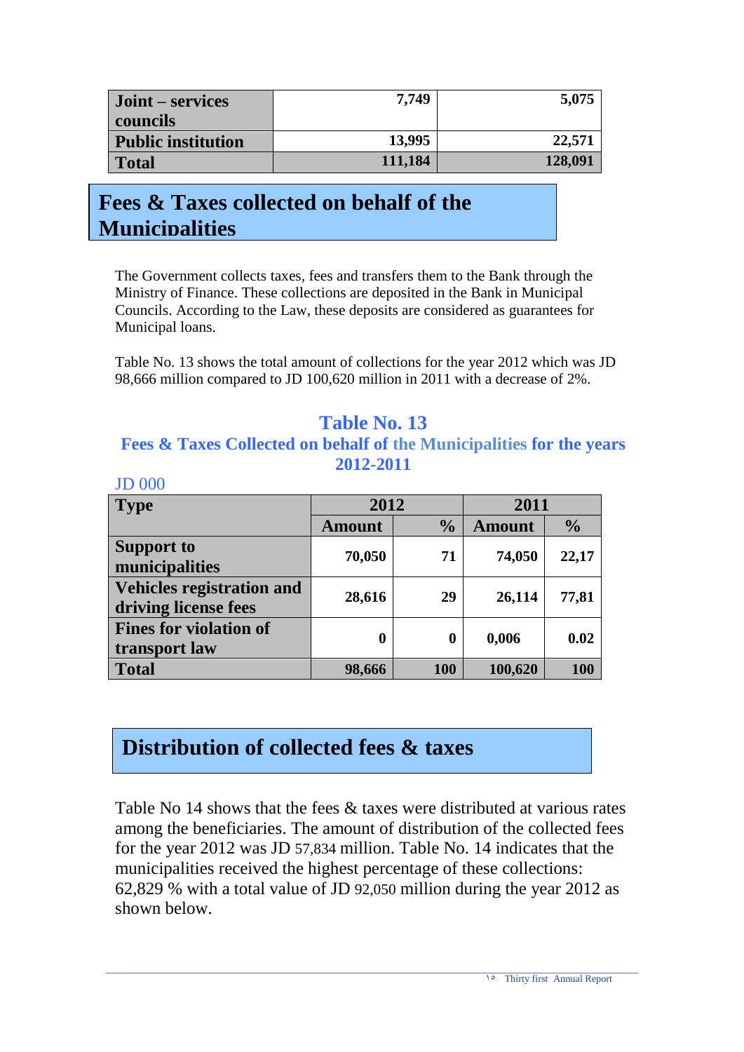| | | |
|---|---|---|
| **Joint – services councils** | 7,749 | 5,075 |
| **Public institution** | 13,995 | 22,571 |
| **Total** | 111,184 | 128,091 |

## Fees & Taxes collected on behalf of the Municipalities

The Government collects taxes, fees and transfers them to the Bank through the Ministry of Finance. These collections are deposited in the Bank in Municipal Councils. According to the Law, these deposits are considered as guarantees for Municipal loans.

Table No. 13 shows the total amount of collections for the year 2012 which was JD 98,666 million compared to JD 100,620 million in 2011 with a decrease of 2%.

### Table No. 13
### Fees & Taxes Collected on behalf of the Municipalities for the years 2012-2011

JD 000

| Type | 2012 | | 2011 | |
|---|---|---|---|---|
| | Amount | % | Amount | % |
| **Support to municipalities** | 70,050 | 71 | 74,050 | 22,17 |
| **Vehicles registration and driving license fees** | 28,616 | 29 | 26,114 | 77,81 |
| **Fines for violation of transport law** | 0 | 0 | 0,006 | 0.02 |
| **Total** | 98,666 | 100 | 100,620 | 100 |

## Distribution of collected fees & taxes

Table No 14 shows that the fees & taxes were distributed at various rates among the beneficiaries. The amount of distribution of the collected fees for the year 2012 was JD 57,834 million. Table No. 14 indicates that the municipalities received the highest percentage of these collections: 62,829 % with a total value of JD 92,050 million during the year 2012 as shown below.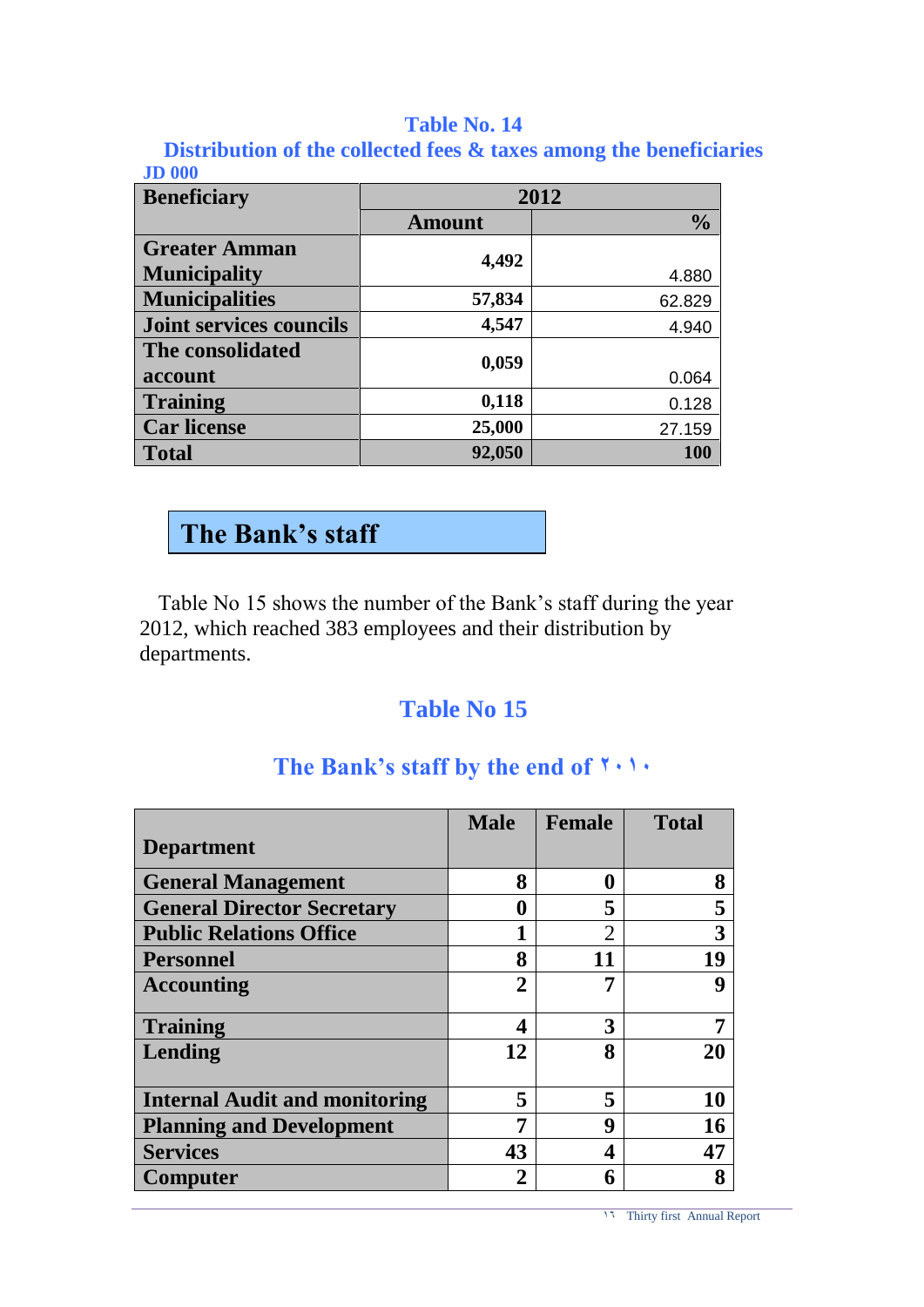**Table No. 14**

**Distribution of the collected fees & taxes among the beneficiaries**

**JD 000**

| Beneficiary | 2012 | |
|---|---|---|
| | Amount | % |
| Greater Amman Municipality | 4,492 | 4.880 |
| Municipalities | 57,834 | 62.829 |
| Joint services councils | 4,547 | 4.940 |
| The consolidated account | 0,059 | 0.064 |
| Training | 0,118 | 0.128 |
| Car license | 25,000 | 27.159 |
| **Total** | **92,050** | **100** |

## The Bank's staff

Table No 15 shows the number of the Bank's staff during the year 2012, which reached 383 employees and their distribution by departments.

**Table No 15**

**The Bank's staff by the end of ٢٠١٠**

| Department | Male | Female | Total |
|---|---|---|---|
| General Management | 8 | 0 | 8 |
| General Director Secretary | 0 | 5 | 5 |
| Public Relations Office | 1 | 2 | 3 |
| Personnel | 8 | 11 | 19 |
| Accounting | 2 | 7 | 9 |
| Training | 4 | 3 | 7 |
| Lending | 12 | 8 | 20 |
| Internal Audit and monitoring | 5 | 5 | 10 |
| Planning and Development | 7 | 9 | 16 |
| Services | 43 | 4 | 47 |
| Computer | 2 | 6 | 8 |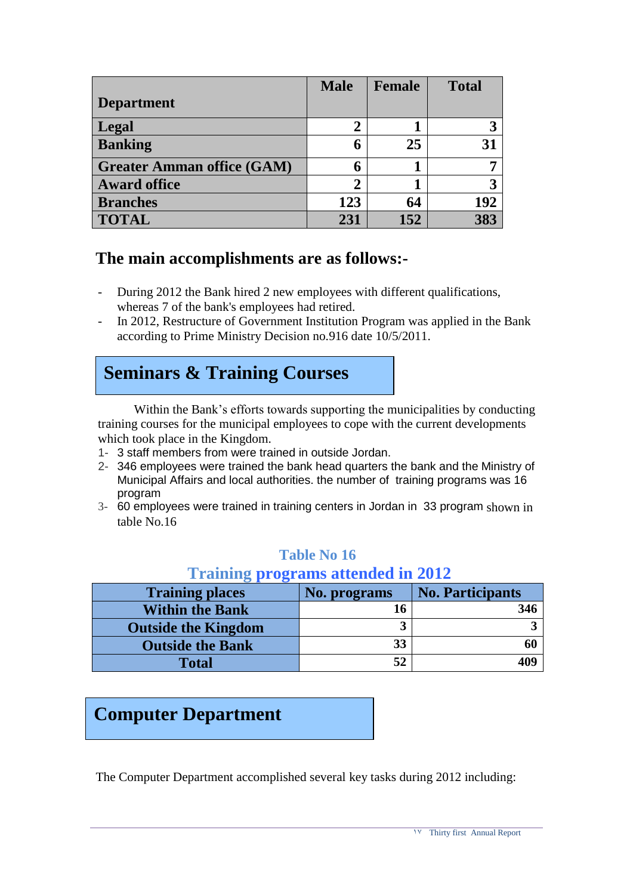| Department | Male | Female | Total |
|---|---|---|---|
| Legal | 2 | 1 | 3 |
| Banking | 6 | 25 | 31 |
| Greater Amman office (GAM) | 6 | 1 | 7 |
| Award office | 2 | 1 | 3 |
| Branches | 123 | 64 | 192 |
| TOTAL | 231 | 152 | 383 |

## The main accomplishments are as follows:-

- During 2012 the Bank hired 2 new employees with different qualifications, whereas 7 of the bank's employees had retired.
- In 2012, Restructure of Government Institution Program was applied in the Bank according to Prime Ministry Decision no.916 date 10/5/2011.

## Seminars & Training Courses

Within the Bank's efforts towards supporting the municipalities by conducting training courses for the municipal employees to cope with the current developments which took place in the Kingdom.

1- 3 staff members from were trained in outside Jordan.
2- 346 employees were trained the bank head quarters the bank and the Ministry of Municipal Affairs and local authorities. the number of training programs was 16 program
3- 60 employees were trained in training centers in Jordan in 33 program shown in table No.16

**Table No 16**

**Training programs attended in 2012**

| Training places | No. programs | No. Participants |
|---|---|---|
| Within the Bank | 16 | 346 |
| Outside the Kingdom | 3 | 3 |
| Outside the Bank | 33 | 60 |
| Total | 52 | 409 |

## Computer Department

The Computer Department accomplished several key tasks during 2012 including: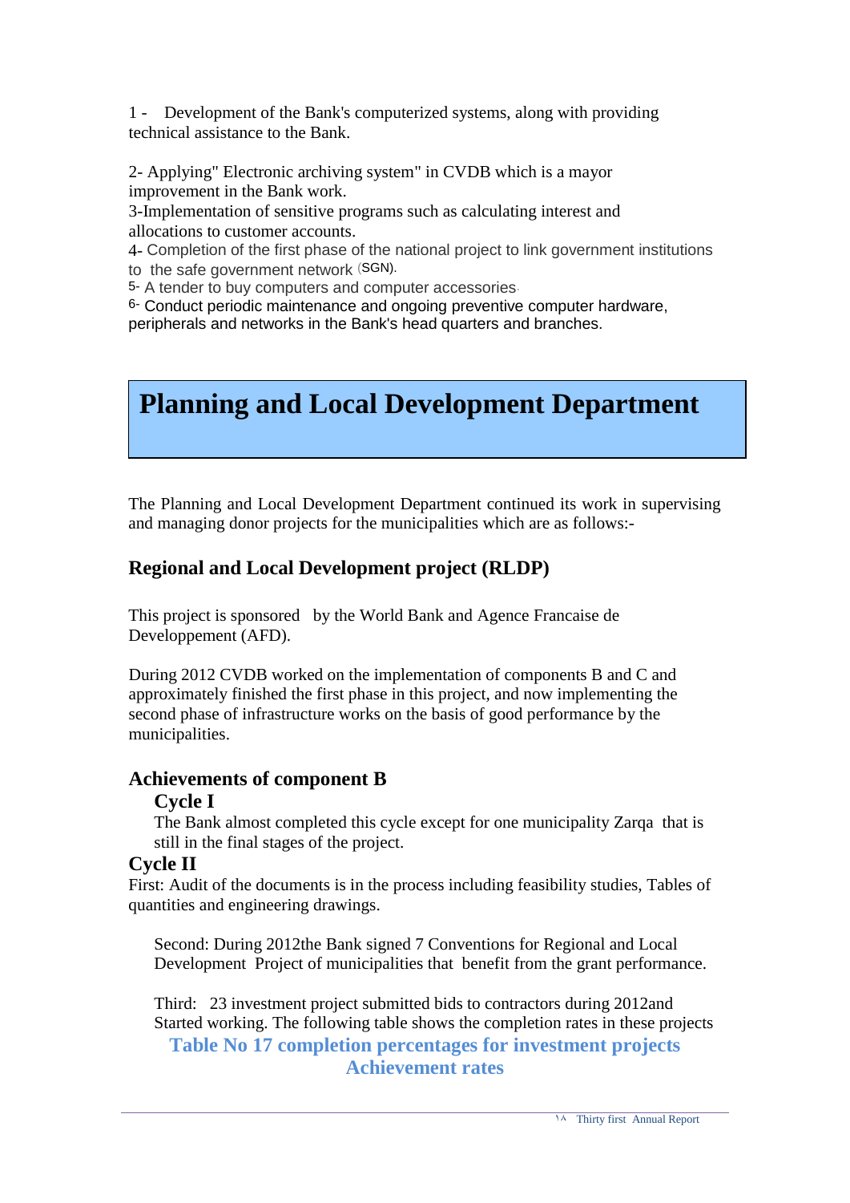1 - Development of the Bank's computerized systems, along with providing technical assistance to the Bank.

2- Applying" Electronic archiving system" in CVDB which is a mayor improvement in the Bank work.

3-Implementation of sensitive programs such as calculating interest and allocations to customer accounts.

4- Completion of the first phase of the national project to link government institutions to the safe government network (SGN).

5- A tender to buy computers and computer accessories.

6- Conduct periodic maintenance and ongoing preventive computer hardware, peripherals and networks in the Bank's head quarters and branches.

# Planning and Local Development Department

The Planning and Local Development Department continued its work in supervising and managing donor projects for the municipalities which are as follows:-

## Regional and Local Development project (RLDP)

This project is sponsored by the World Bank and Agence Francaise de Developpement (AFD).

During 2012 CVDB worked on the implementation of components B and C and approximately finished the first phase in this project, and now implementing the second phase of infrastructure works on the basis of good performance by the municipalities.

### Achievements of component B

#### Cycle I

The Bank almost completed this cycle except for one municipality Zarqa that is still in the final stages of the project.

#### Cycle II

First: Audit of the documents is in the process including feasibility studies, Tables of quantities and engineering drawings.

Second: During 2012the Bank signed 7 Conventions for Regional and Local Development Project of municipalities that benefit from the grant performance.

Third: 23 investment project submitted bids to contractors during 2012and Started working. The following table shows the completion rates in these projects

**Table No 17 completion percentages for investment projects Achievement rates**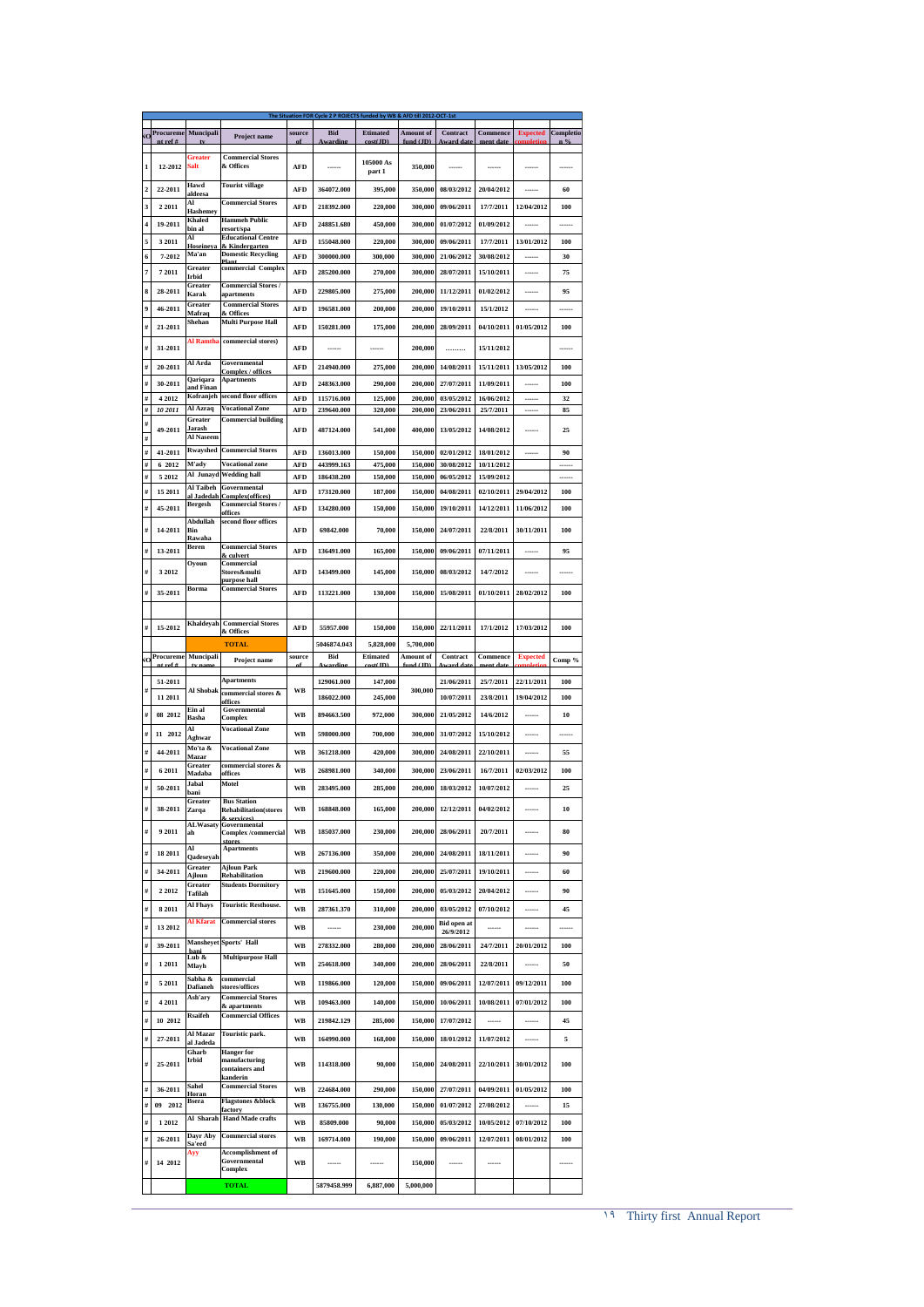The Situation FOR Cycle 2 P ROJECTS funded by WB & AFD till 2012-OCT-1st

| NO | Procurement ref # | Municipality | Project name | source of | Bid Awarding | Etimated cost(JD) | Amount of fund (JD) | Contract Award date | Commencement date | Expected completion | Completion % |
|---|---|---|---|---|---|---|---|---|---|---|---|
| 1 | 12-2012 | Greater Salt | Commercial Stores & Offices | AFD | ------ | 105000 As part 1 | 350,000 | ------ | ------ | ------ | ------ |
| 2 | 22-2011 | Hawd aldeesa | Tourist village | AFD | 364072.000 | 395,000 | 350,000 | 08/03/2012 | 20/04/2012 | ------ | 60 |
| 3 | 2 2011 | Al Hashemey | Commercial Stores | AFD | 218392.000 | 220,000 | 300,000 | 09/06/2011 | 17/7/2011 | 12/04/2012 | 100 |
| 4 | 19-2011 | Khaled bin al | Hammeh Public resort/spa | AFD | 248851.680 | 450,000 | 300,000 | 01/07/2012 | 01/09/2012 | ------ | ------ |
| 5 | 3 2011 | Al Hoseineya | Educational Centre & Kindergarten | AFD | 155048.000 | 220,000 | 300,000 | 09/06/2011 | 17/7/2011 | 13/01/2012 | 100 |
| 6 | 7-2012 | Ma'an | Domestic Recycling Plant | AFD | 300000.000 | 300,000 | 300,000 | 21/06/2012 | 30/08/2012 | ------ | 30 |
| 7 | 7 2011 | Greater Irbid | commercial Complex | AFD | 285200.000 | 270,000 | 300,000 | 28/07/2011 | 15/10/2011 | ------ | 75 |
| 8 | 28-2011 | Greater Karak | Commercial Stores / apartments | AFD | 229805.000 | 275,000 | 200,000 | 11/12/2011 | 01/02/2012 | ------ | 95 |
| 9 | 46-2011 | Greater Mafraq | Commercial Stores & Offices | AFD | 196581.000 | 200,000 | 200,000 | 19/10/2011 | 15/1/2012 | ------ | ------ |
| # | 21-2011 | Shehan | Multi Purpose Hall | AFD | 150281.000 | 175,000 | 200,000 | 28/09/2011 | 04/10/2011 | 01/05/2012 | 100 |
| # | 31-2011 | Al Ramtha | commercial stores) | AFD | ------ | ------ | 200,000 | ……… | 15/11/2012 | | ------ |
| # | 20-2011 | Al Arda | Governmental Complex / offices | AFD | 214940.000 | 275,000 | 200,000 | 14/08/2011 | 15/11/2011 | 13/05/2012 | 100 |
| # | 30-2011 | Qariqara and Finan | Apartments | AFD | 248363.000 | 290,000 | 200,000 | 27/07/2011 | 11/09/2011 | ------ | 100 |
| # | 4 2012 | Kofranjeh | second floor offices | AFD | 115716.000 | 125,000 | 200,000 | 03/05/2012 | 16/06/2012 | ------ | 32 |
| # | 10 2011 | Al Azraq | Vocational Zone | AFD | 239640.000 | 320,000 | 200,000 | 23/06/2011 | 25/7/2011 | ------ | 85 |
| # | 49-2011 | Greater Jarash / Al Naseem | Commercial building | AFD | 487124.000 | 541,000 | 400,000 | 13/05/2012 | 14/08/2012 | ------ | 25 |
| # | 41-2011 | Rwayshed | Commercial Stores | AFD | 136013.000 | 150,000 | 150,000 | 02/01/2012 | 18/01/2012 | ------ | 90 |
| # | 6 2012 | M'ady | Vocational zone | AFD | 443999.163 | 475,000 | 150,000 | 30/08/2012 | 10/11/2012 | | ------ |
| # | 5 2012 | Al Junayd | Wedding hall | AFD | 186438.200 | 150,000 | 150,000 | 06/05/2012 | 15/09/2012 | | ------ |
| # | 15 2011 | Al Taibeh al Jadedah | Governmental Complex(offices) | AFD | 173120.000 | 187,000 | 150,000 | 04/08/2011 | 02/10/2011 | 29/04/2012 | 100 |
| # | 45-2011 | Bergesh | Commercial Stores / offices | AFD | 134280.000 | 150,000 | 150,000 | 19/10/2011 | 14/12/2011 | 11/06/2012 | 100 |
| # | 14-2011 | Abdullah Bin Rawaha | second floor offices | AFD | 69842.000 | 70,000 | 150,000 | 24/07/2011 | 22/8/2011 | 30/11/2011 | 100 |
| # | 13-2011 | Beren | Commercial Stores & culvert | AFD | 136491.000 | 165,000 | 150,000 | 09/06/2011 | 07/11/2011 | ------ | 95 |
| # | 3 2012 | Oyoun | Commercial Stores&multi purpose hall | AFD | 143499.000 | 145,000 | 150,000 | 08/03/2012 | 14/7/2012 | ------ | ------ |
| # | 35-2011 | Borma | Commercial Stores | AFD | 113221.000 | 130,000 | 150,000 | 15/08/2011 | 01/10/2011 | 28/02/2012 | 100 |
| # | 15-2012 | Khaldeyah | Commercial Stores & Offices | AFD | 55957.000 | 150,000 | 150,000 | 22/11/2011 | 17/1/2012 | 17/03/2012 | 100 |
| | | | TOTAL | | 5046874.043 | 5,828,000 | 5,700,000 | | | | |

| NO | Procurement ref # | Municipality name | Project name | source of | Bid Awarding | Etimated cost(JD) | Amount of fund (JD) | Contract Award date | Commencement date | Expected completion | Comp % |
|---|---|---|---|---|---|---|---|---|---|---|---|
| # | 51-2011 | Al Shobak | Apartments | WB | 129061.000 | 147,000 | 300,000 | 21/06/2011 | 25/7/2011 | 22/11/2011 | 100 |
| | 11 2011 | | commercial stores & offices | | 186022.000 | 245,000 | | 10/07/2011 | 23/8/2011 | 19/04/2012 | 100 |
| # | 08 2012 | Ein al Basha | Governmental Complex | WB | 894663.500 | 972,000 | 300,000 | 21/05/2012 | 14/6/2012 | ------ | 10 |
| # | 11 2012 | Al Aghwar | Vocational Zone | WB | 598000.000 | 700,000 | 300,000 | 31/07/2012 | 15/10/2012 | ------ | ------ |
| # | 44-2011 | Mo'ta & Mazar | Vocational Zone | WB | 361218.000 | 420,000 | 300,000 | 24/08/2011 | 22/10/2011 | ------ | 55 |
| # | 6 2011 | Greater Madaba | commercial stores & offices | WB | 268981.000 | 340,000 | 300,000 | 23/06/2011 | 16/7/2011 | 02/03/2012 | 100 |
| # | 50-2011 | Jabal bani | Motel | WB | 283495.000 | 285,000 | 200,000 | 18/03/2012 | 10/07/2012 | ------ | 25 |
| # | 38-2011 | Greater Zarqa | Bus Station Rehabilitation(stores & services) | WB | 168848.000 | 165,000 | 200,000 | 12/12/2011 | 04/02/2012 | ------ | 10 |
| # | 9 2011 | ALWasatyah | Governmental Complex /commercial stores | WB | 185037.000 | 230,000 | 200,000 | 28/06/2011 | 20/7/2011 | ------ | 80 |
| # | 18 2011 | Al Qadeseyah | Apartments | WB | 267136.000 | 350,000 | 200,000 | 24/08/2011 | 18/11/2011 | ------ | 90 |
| # | 34-2011 | Greater Ajloun | Ajloun Park Rehabilitation | WB | 219600.000 | 220,000 | 200,000 | 25/07/2011 | 19/10/2011 | ------ | 60 |
| # | 2 2012 | Greater Tafilah | Students Dormitory | WB | 151645.000 | 150,000 | 200,000 | 05/03/2012 | 20/04/2012 | ------ | 90 |
| # | 8 2011 | Al Fhays | Touristic Resthouse. | WB | 287361.370 | 310,000 | 200,000 | 03/05/2012 | 07/10/2012 | ------ | 45 |
| # | 13 2012 | Al Kfarat | Commercial stores | WB | ------ | 230,000 | 200,000 | Bid open at 26/9/2012 | ------ | ------ | ------ |
| # | 39-2011 | Mansheyet bani | Sports' Hall | WB | 278332.000 | 280,000 | 200,000 | 28/06/2011 | 24/7/2011 | 20/01/2012 | 100 |
| # | 1 2011 | Lub & Mlayh | Multipurpose Hall | WB | 254618.000 | 340,000 | 200,000 | 28/06/2011 | 22/8/2011 | ------ | 50 |
| # | 5 2011 | Sabha & Dafianeh | commercial stores/offices | WB | 119866.000 | 120,000 | 150,000 | 09/06/2011 | 12/07/2011 | 09/12/2011 | 100 |
| # | 4 2011 | Ash'ary | Commercial Stores & apartments | WB | 109463.000 | 140,000 | 150,000 | 10/06/2011 | 10/08/2011 | 07/01/2012 | 100 |
| # | 10 2012 | Rsaifeh | Commercial Offices | WB | 219842.129 | 285,000 | 150,000 | 17/07/2012 | ------ | ------ | 45 |
| # | 27-2011 | Al Mazar al Jadeda | Touristic park. | WB | 164990.000 | 168,000 | 150,000 | 18/01/2012 | 11/07/2012 | ------ | 5 |
| # | 25-2011 | Gharb Irbid | Hanger for manufacturing containers and kanderin | WB | 114318.000 | 90,000 | 150,000 | 24/08/2011 | 22/10/2011 | 30/01/2012 | 100 |
| # | 36-2011 | Sahel Horan | Commercial Stores | WB | 224684.000 | 290,000 | 150,000 | 27/07/2011 | 04/09/2011 | 01/05/2012 | 100 |
| # | 09 2012 | Bsera | Flagstones &block factory | WB | 136755.000 | 130,000 | 150,000 | 01/07/2012 | 27/08/2012 | ------ | 15 |
| # | 1 2012 | Al Sharah | Hand Made crafts | WB | 85809.000 | 90,000 | 150,000 | 05/03/2012 | 10/05/2012 | 07/10/2012 | 100 |
| # | 26-2011 | Dayr Aby Sa'eed | Commercial stores | WB | 169714.000 | 190,000 | 150,000 | 09/06/2011 | 12/07/2011 | 08/01/2012 | 100 |
| # | 14 2012 | Ayy | Accomplishment of Governmental Complex | WB | ------ | ------ | 150,000 | ------ | ------ | | ------ |
| | | | TOTAL | | 5879458.999 | 6,887,000 | 5,000,000 | | | | |

Thirty first Annual Report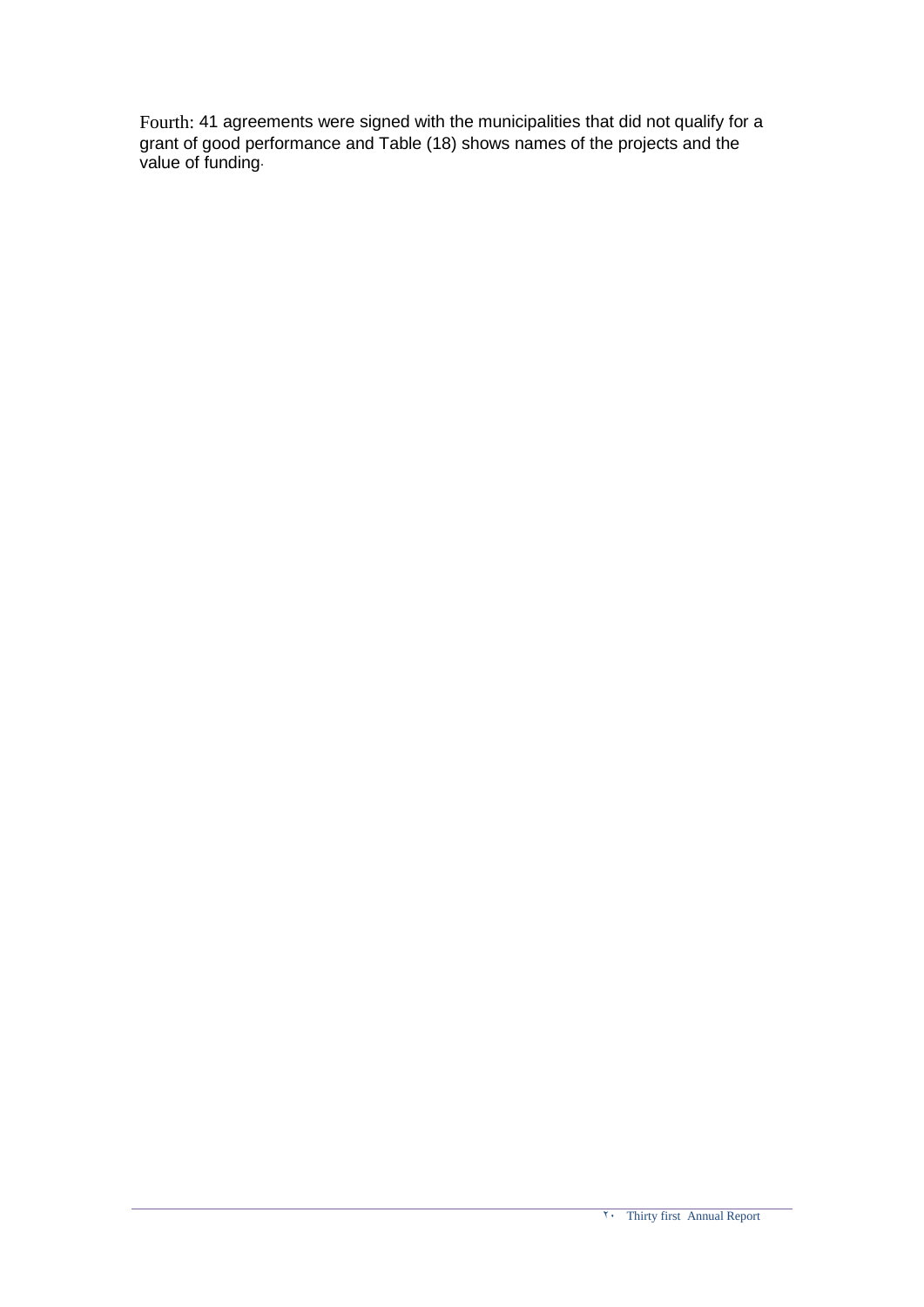Fourth: 41 agreements were signed with the municipalities that did not qualify for a grant of good performance and Table (18) shows names of the projects and the value of funding.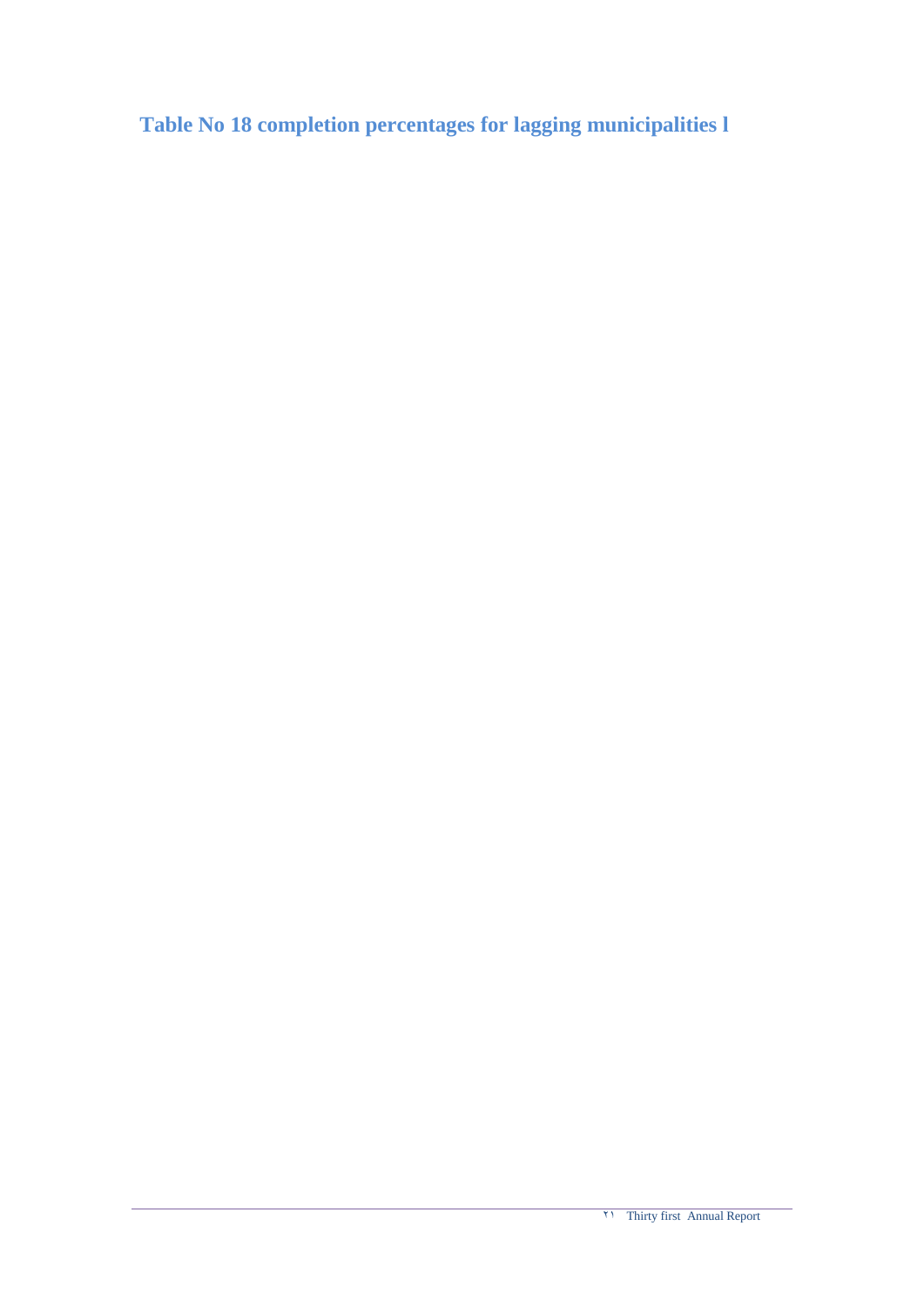## Table No 18 completion percentages for lagging municipalities l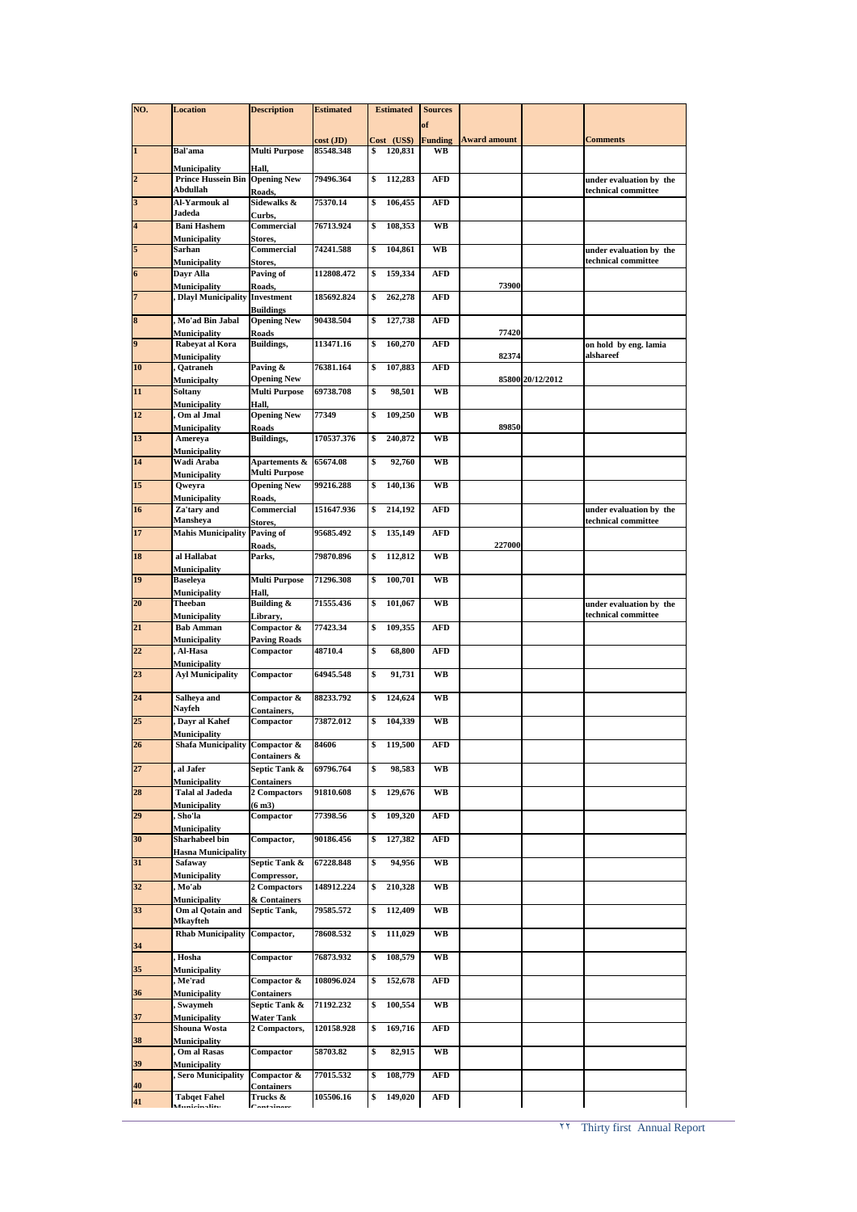| NO. | Location | Description | Estimated cost (JD) | Estimated Cost (US$) | Sources of Funding | Award amount | | Comments |
|---|---|---|---|---|---|---|---|---|
| 1 | Bal'ama Municipality | Multi Purpose Hall, | 85548.348 | $ 120,831 | WB | | | |
| 2 | Prince Hussein Bin Abdullah | Opening New Roads, | 79496.364 | $ 112,283 | AFD | | | under evaluation by the technical committee |
| 3 | Al-Yarmouk al Jadeda | Sidewalks & Curbs, | 75370.14 | $ 106,455 | AFD | | | |
| 4 | Bani Hashem Municipality | Commercial Stores, | 76713.924 | $ 108,353 | WB | | | |
| 5 | Sarhan Municipality | Commercial Stores, | 74241.588 | $ 104,861 | WB | | | under evaluation by the technical committee |
| 6 | Dayr Alla Municipality | Paving of Roads, | 112808.472 | $ 159,334 | AFD | 73900 | | |
| 7 | , Dlayl Municipality | Investment Buildings | 185692.824 | $ 262,278 | AFD | | | |
| 8 | , Mo'ad Bin Jabal Municipality | Opening New Roads | 90438.504 | $ 127,738 | AFD | 77420 | | |
| 9 | Rabeyat al Kora Municipality | Buildings, | 113471.16 | $ 160,270 | AFD | 82374 | | on hold by eng. lamia alshareef |
| 10 | , Qatraneh Municipalty | Paving & Opening New | 76381.164 | $ 107,883 | AFD | 85800 | 20/12/2012 | |
| 11 | Soltany Municipality | Multi Purpose Hall, | 69738.708 | $ 98,501 | WB | | | |
| 12 | , Om al Jmal Municipality | Opening New Roads | 77349 | $ 109,250 | WB | 89850 | | |
| 13 | Amereya Municipality | Buildings, | 170537.376 | $ 240,872 | WB | | | |
| 14 | Wadi Araba Municipality | Apartements & Multi Purpose | 65674.08 | $ 92,760 | WB | | | |
| 15 | Qweyra Municipality | Opening New Roads, | 99216.288 | $ 140,136 | WB | | | |
| 16 | Za'tary and Mansheya | Commercial Stores, | 151647.936 | $ 214,192 | AFD | | | under evaluation by the technical committee |
| 17 | Mahis Municipality | Paving of Roads, | 95685.492 | $ 135,149 | AFD | 227000 | | |
| 18 | al Hallabat Municipality | Parks, | 79870.896 | $ 112,812 | WB | | | |
| 19 | Baseleya Municipality | Multi Purpose Hall, | 71296.308 | $ 100,701 | WB | | | |
| 20 | Theeban Municipality | Building & Library, | 71555.436 | $ 101,067 | WB | | | under evaluation by the technical committee |
| 21 | Bab Amman Municipality | Compactor & Paving Roads | 77423.34 | $ 109,355 | AFD | | | |
| 22 | , Al-Hasa Municipality | Compactor | 48710.4 | $ 68,800 | AFD | | | |
| 23 | Ayl Municipality | Compactor | 64945.548 | $ 91,731 | WB | | | |
| 24 | Salheya and Nayfeh | Compactor & Containers, | 88233.792 | $ 124,624 | WB | | | |
| 25 | , Dayr al Kahef Municipality | Compactor | 73872.012 | $ 104,339 | WB | | | |
| 26 | Shafa Municipality | Compactor & Containers & | 84606 | $ 119,500 | AFD | | | |
| 27 | , al Jafer Municipality | Septic Tank & Containers | 69796.764 | $ 98,583 | WB | | | |
| 28 | Talal al Jadeda Municipality | 2 Compactors (6 m3) | 91810.608 | $ 129,676 | WB | | | |
| 29 | , Sho'la Municipality | Compactor | 77398.56 | $ 109,320 | AFD | | | |
| 30 | Sharhabeel bin Hasna Municipality | Compactor, | 90186.456 | $ 127,382 | AFD | | | |
| 31 | Safaway Municipality | Septic Tank & Compressor, | 67228.848 | $ 94,956 | WB | | | |
| 32 | , Mo'ab Municipality | 2 Compactors & Containers | 148912.224 | $ 210,328 | WB | | | |
| 33 | Om al Qotain and Mkayfteh | Septic Tank, | 79585.572 | $ 112,409 | WB | | | |
| 34 | Rhab Municipality | Compactor, | 78608.532 | $ 111,029 | WB | | | |
| 35 | , Hosha Municipality | Compactor | 76873.932 | $ 108,579 | WB | | | |
| 36 | , Me'rad Municipality | Compactor & Containers | 108096.024 | $ 152,678 | AFD | | | |
| 37 | , Swaymeh Municipality | Septic Tank & Water Tank | 71192.232 | $ 100,554 | WB | | | |
| 38 | Shouna Wosta Municipality | 2 Compactors, | 120158.928 | $ 169,716 | AFD | | | |
| 39 | , Om al Rasas Municipality | Compactor | 58703.82 | $ 82,915 | WB | | | |
| 40 | , Sero Municipality | Compactor & Containers | 77015.532 | $ 108,779 | AFD | | | |
| 41 | Tabqet Fahel Municipality | Trucks & Containers | 105506.16 | $ 149,020 | AFD | | | |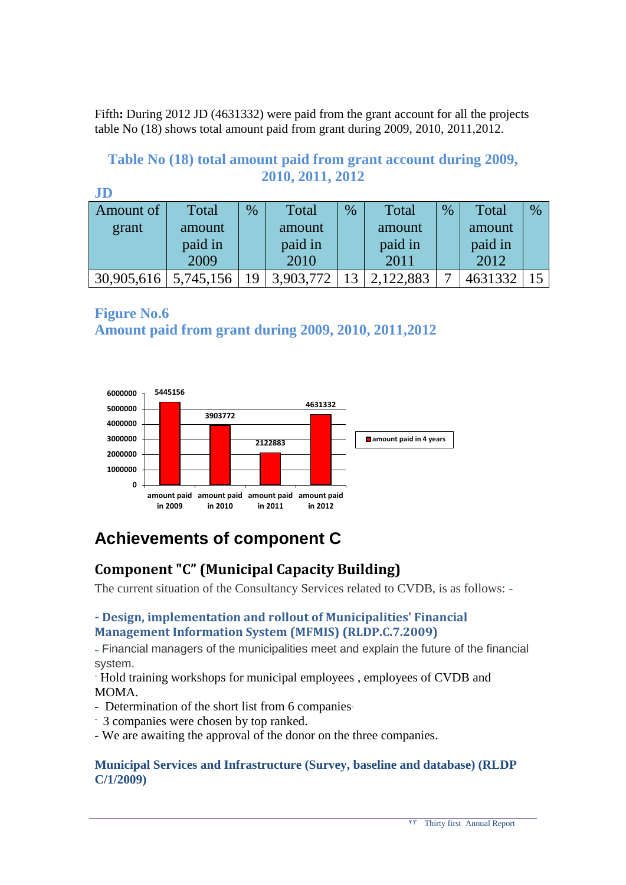Fifth**:** During 2012 JD (4631332) were paid from the grant account for all the projects table No (18) shows total amount paid from grant during 2009, 2010, 2011,2012.

### Table No (18) total amount paid from grant account during 2009, 2010, 2011, 2012

**JD**

| Amount of grant | Total amount paid in 2009 | % | Total amount paid in 2010 | % | Total amount paid in 2011 | % | Total amount paid in 2012 | % |
|---|---|---|---|---|---|---|---|---|
| 30,905,616 | 5,745,156 | 19 | 3,903,772 | 13 | 2,122,883 | 7 | 4631332 | 15 |

**Figure No.6**
**Amount paid from grant during 2009, 2010, 2011,2012**

| | amount paid in 4 years |
|---|---|
| amount paid in 2009 | 5445156 |
| amount paid in 2010 | 3903772 |
| amount paid in 2011 | 2122883 |
| amount paid in 2012 | 4631332 |

## Achievements of component C

### Component "C" (Municipal Capacity Building)

The current situation of the Consultancy Services related to CVDB, is as follows: -

#### - Design, implementation and rollout of Municipalities' Financial Management Information System (MFMIS) (RLDP.C.7.2009)

- Financial managers of the municipalities meet and explain the future of the financial system.
- Hold training workshops for municipal employees , employees of CVDB and MOMA.
- Determination of the short list from 6 companies
- 3 companies were chosen by top ranked.
- We are awaiting the approval of the donor on the three companies.

#### Municipal Services and Infrastructure (Survey, baseline and database) (RLDP C/1/2009)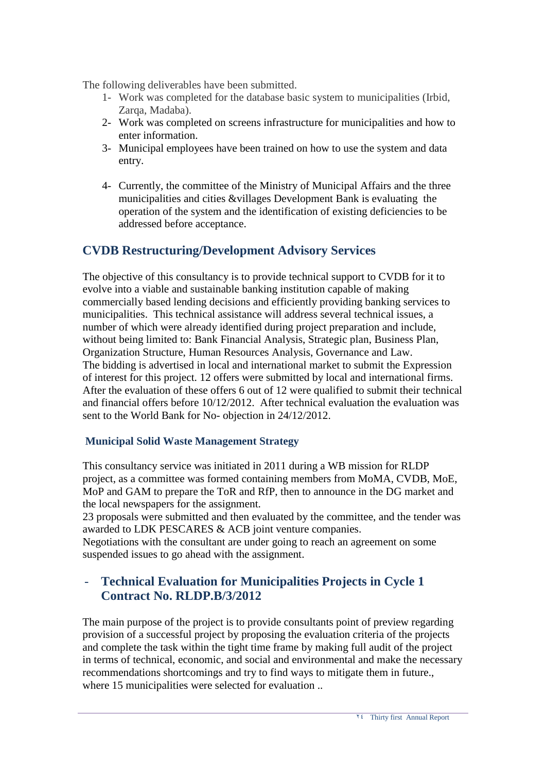The following deliverables have been submitted.

1- Work was completed for the database basic system to municipalities (Irbid, Zarqa, Madaba).
2- Work was completed on screens infrastructure for municipalities and how to enter information.
3- Municipal employees have been trained on how to use the system and data entry.
4- Currently, the committee of the Ministry of Municipal Affairs and the three municipalities and cities &villages Development Bank is evaluating the operation of the system and the identification of existing deficiencies to be addressed before acceptance.

## CVDB Restructuring/Development Advisory Services

The objective of this consultancy is to provide technical support to CVDB for it to evolve into a viable and sustainable banking institution capable of making commercially based lending decisions and efficiently providing banking services to municipalities. This technical assistance will address several technical issues, a number of which were already identified during project preparation and include, without being limited to: Bank Financial Analysis, Strategic plan, Business Plan, Organization Structure, Human Resources Analysis, Governance and Law.
The bidding is advertised in local and international market to submit the Expression of interest for this project. 12 offers were submitted by local and international firms. After the evaluation of these offers 6 out of 12 were qualified to submit their technical and financial offers before 10/12/2012. After technical evaluation the evaluation was sent to the World Bank for No- objection in 24/12/2012.

### Municipal Solid Waste Management Strategy

This consultancy service was initiated in 2011 during a WB mission for RLDP project, as a committee was formed containing members from MoMA, CVDB, MoE, MoP and GAM to prepare the ToR and RfP, then to announce in the DG market and the local newspapers for the assignment.
23 proposals were submitted and then evaluated by the committee, and the tender was awarded to LDK PESCARES & ACB joint venture companies.
Negotiations with the consultant are under going to reach an agreement on some suspended issues to go ahead with the assignment.

## - Technical Evaluation for Municipalities Projects in Cycle 1 Contract No. RLDP.B/3/2012

The main purpose of the project is to provide consultants point of preview regarding provision of a successful project by proposing the evaluation criteria of the projects and complete the task within the tight time frame by making full audit of the project in terms of technical, economic, and social and environmental and make the necessary recommendations shortcomings and try to find ways to mitigate them in future., where 15 municipalities were selected for evaluation ..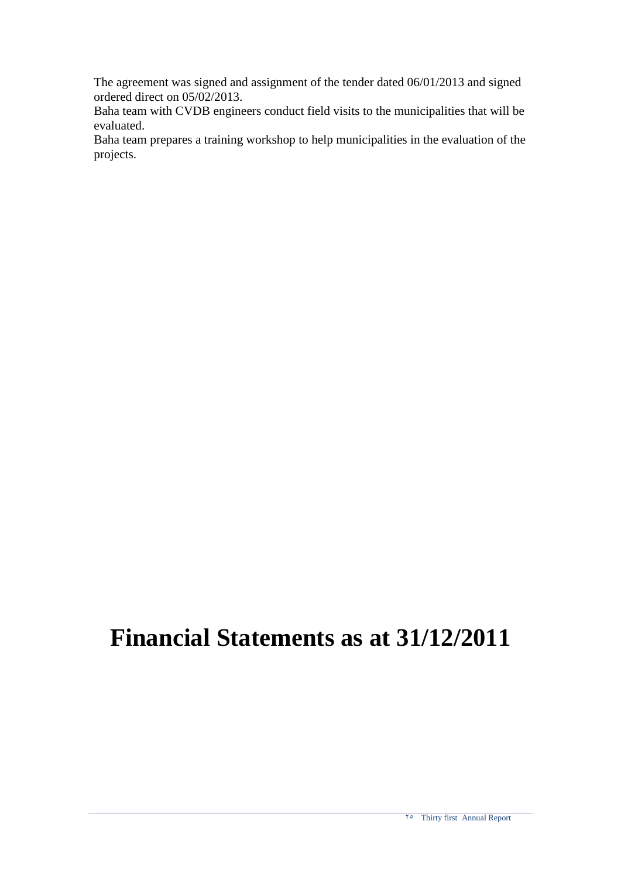The agreement was signed and assignment of the tender dated 06/01/2013 and signed ordered direct on 05/02/2013.
Baha team with CVDB engineers conduct field visits to the municipalities that will be evaluated.
Baha team prepares a training workshop to help municipalities in the evaluation of the projects.

# Financial Statements as at 31/12/2011